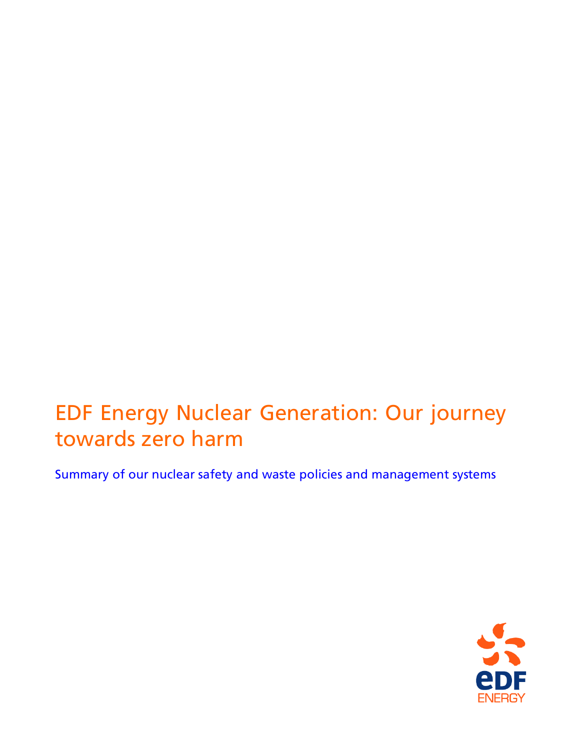# EDF Energy Nuclear Generation: Our journey towards zero harm

Summary of our nuclear safety and waste policies and management systems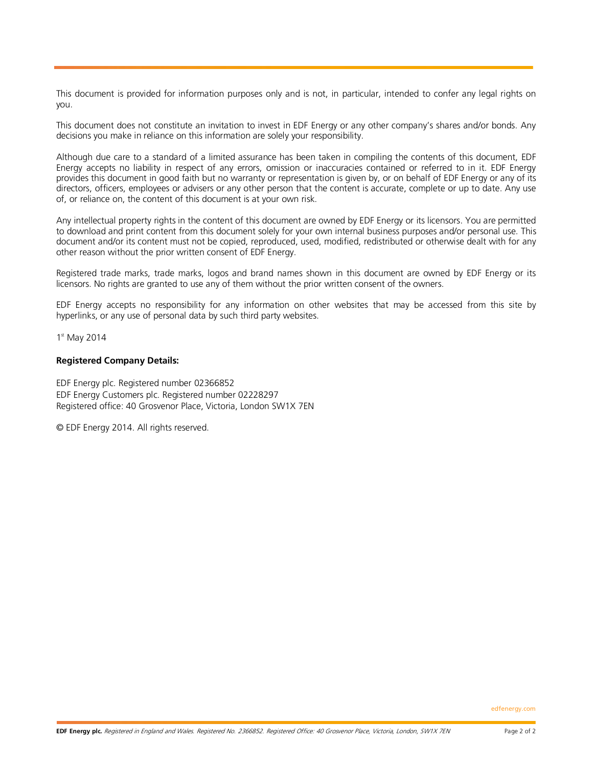This document is provided for information purposes only and is not, in particular, intended to confer any legal rights on you.

This document does not constitute an invitation to invest in EDF Energy or any other company's shares and/or bonds. Any decisions you make in reliance on this information are solely your responsibility.

Although due care to a standard of a limited assurance has been taken in compiling the contents of this document, EDF Energy accepts no liability in respect of any errors, omission or inaccuracies contained or referred to in it. EDF Energy provides this document in good faith but no warranty or representation is given by, or on behalf of EDF Energy or any of its directors, officers, employees or advisers or any other person that the content is accurate, complete or up to date. Any use of, or reliance on, the content of this document is at your own risk.

Any intellectual property rights in the content of this document are owned by EDF Energy or its licensors. You are permitted to download and print content from this document solely for your own internal business purposes and/or personal use. This document and/or its content must not be copied, reproduced, used, modified, redistributed or otherwise dealt with for any other reason without the prior written consent of EDF Energy.

Registered trade marks, trade marks, logos and brand names shown in this document are owned by EDF Energy or its licensors. No rights are granted to use any of them without the prior written consent of the owners.

EDF Energy accepts no responsibility for any information on other websites that may be accessed from this site by hyperlinks, or any use of personal data by such third party websites.

1st May 2014

**Registered Company Details:**

EDF Energy plc. Registered number 02366852
EDF Energy Customers plc. Registered number 02228297
Registered office: 40 Grosvenor Place, Victoria, London SW1X 7EN

© EDF Energy 2014. All rights reserved.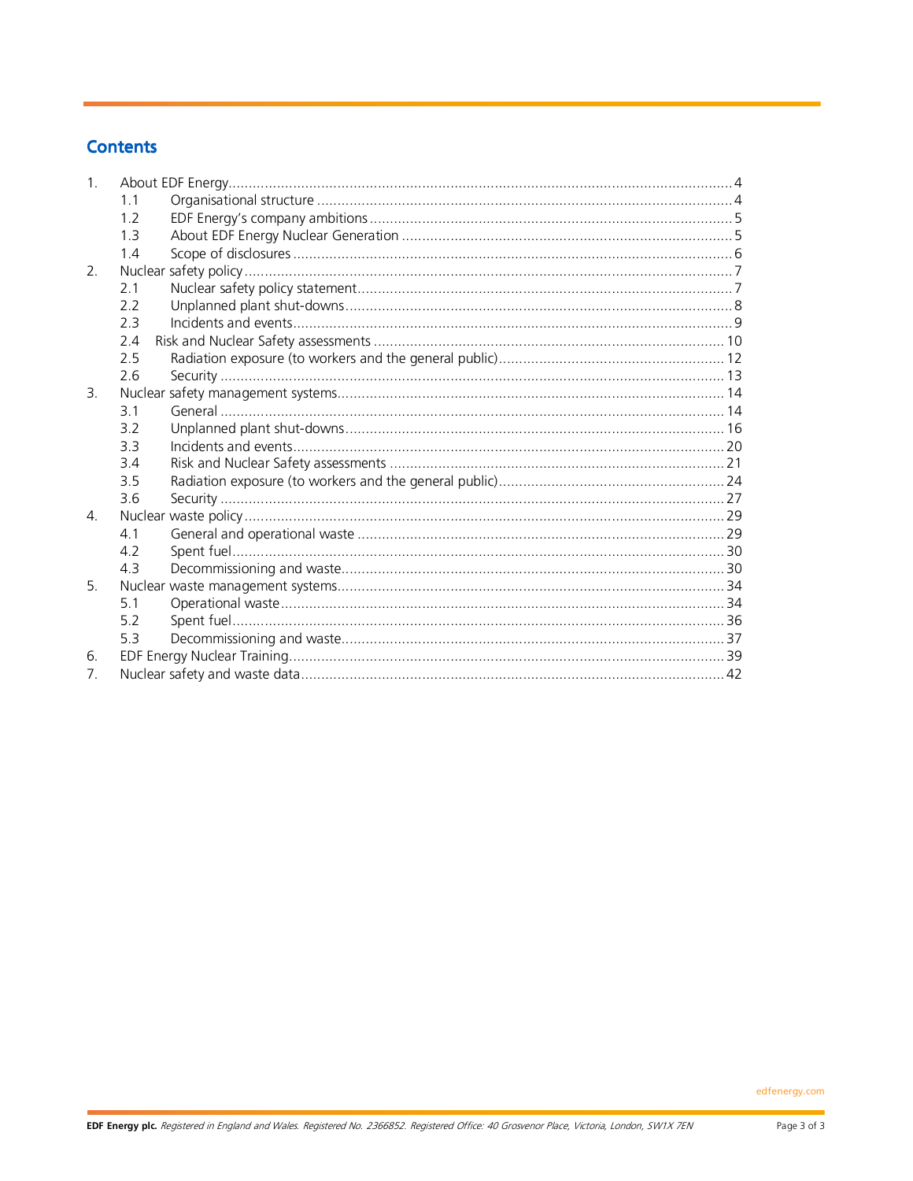## Contents

1. About EDF Energy ... 4
    - 1.1 Organisational structure ... 4
    - 1.2 EDF Energy's company ambitions ... 5
    - 1.3 About EDF Energy Nuclear Generation ... 5
    - 1.4 Scope of disclosures ... 6
2. Nuclear safety policy ... 7
    - 2.1 Nuclear safety policy statement ... 7
    - 2.2 Unplanned plant shut-downs ... 8
    - 2.3 Incidents and events ... 9
    - 2.4 Risk and Nuclear Safety assessments ... 10
    - 2.5 Radiation exposure (to workers and the general public) ... 12
    - 2.6 Security ... 13
3. Nuclear safety management systems ... 14
    - 3.1 General ... 14
    - 3.2 Unplanned plant shut-downs ... 16
    - 3.3 Incidents and events ... 20
    - 3.4 Risk and Nuclear Safety assessments ... 21
    - 3.5 Radiation exposure (to workers and the general public) ... 24
    - 3.6 Security ... 27
4. Nuclear waste policy ... 29
    - 4.1 General and operational waste ... 29
    - 4.2 Spent fuel ... 30
    - 4.3 Decommissioning and waste ... 30
5. Nuclear waste management systems ... 34
    - 5.1 Operational waste ... 34
    - 5.2 Spent fuel ... 36
    - 5.3 Decommissioning and waste ... 37
6. EDF Energy Nuclear Training ... 39
7. Nuclear safety and waste data ... 42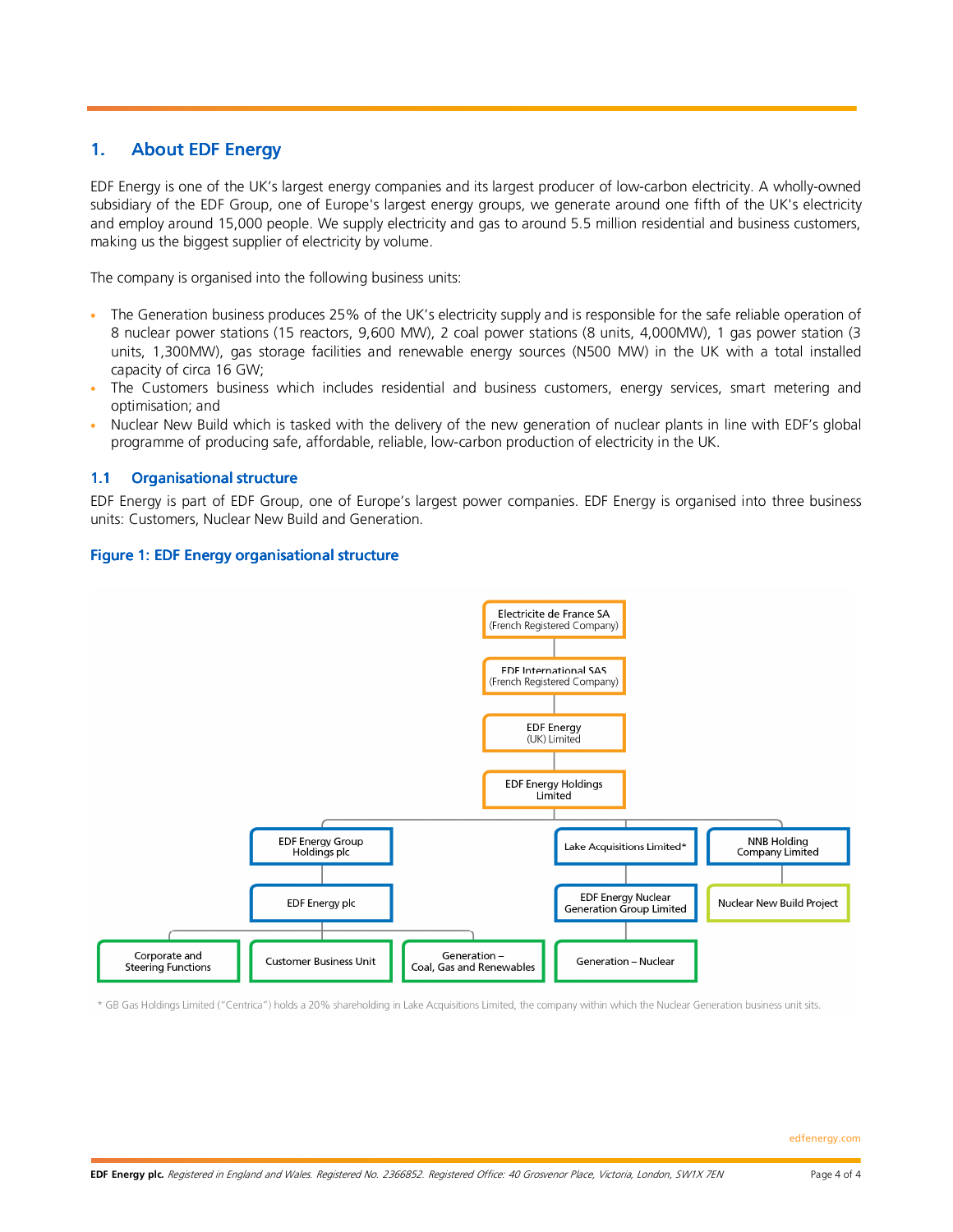## 1. About EDF Energy

EDF Energy is one of the UK's largest energy companies and its largest producer of low-carbon electricity. A wholly-owned subsidiary of the EDF Group, one of Europe's largest energy groups, we generate around one fifth of the UK's electricity and employ around 15,000 people. We supply electricity and gas to around 5.5 million residential and business customers, making us the biggest supplier of electricity by volume.

The company is organised into the following business units:

- The Generation business produces 25% of the UK's electricity supply and is responsible for the safe reliable operation of 8 nuclear power stations (15 reactors, 9,600 MW), 2 coal power stations (8 units, 4,000MW), 1 gas power station (3 units, 1,300MW), gas storage facilities and renewable energy sources (N500 MW) in the UK with a total installed capacity of circa 16 GW;
- The Customers business which includes residential and business customers, energy services, smart metering and optimisation; and
- Nuclear New Build which is tasked with the delivery of the new generation of nuclear plants in line with EDF's global programme of producing safe, affordable, reliable, low-carbon production of electricity in the UK.

### 1.1 Organisational structure

EDF Energy is part of EDF Group, one of Europe's largest power companies. EDF Energy is organised into three business units: Customers, Nuclear New Build and Generation.

**Figure 1: EDF Energy organisational structure**

- Electricite de France SA (French Registered Company)
  - EDF International SAS (French Registered Company)
    - EDF Energy (UK) Limited
      - EDF Energy Holdings Limited
        - EDF Energy Group Holdings plc
          - EDF Energy plc
            - Corporate and Steering Functions
            - Customer Business Unit
            - Generation – Coal, Gas and Renewables
        - Lake Acquisitions Limited*
          - EDF Energy Nuclear Generation Group Limited
            - Generation – Nuclear
        - NNB Holding Company Limited
          - Nuclear New Build Project

\* GB Gas Holdings Limited ("Centrica") holds a 20% shareholding in Lake Acquisitions Limited, the company within which the Nuclear Generation business unit sits.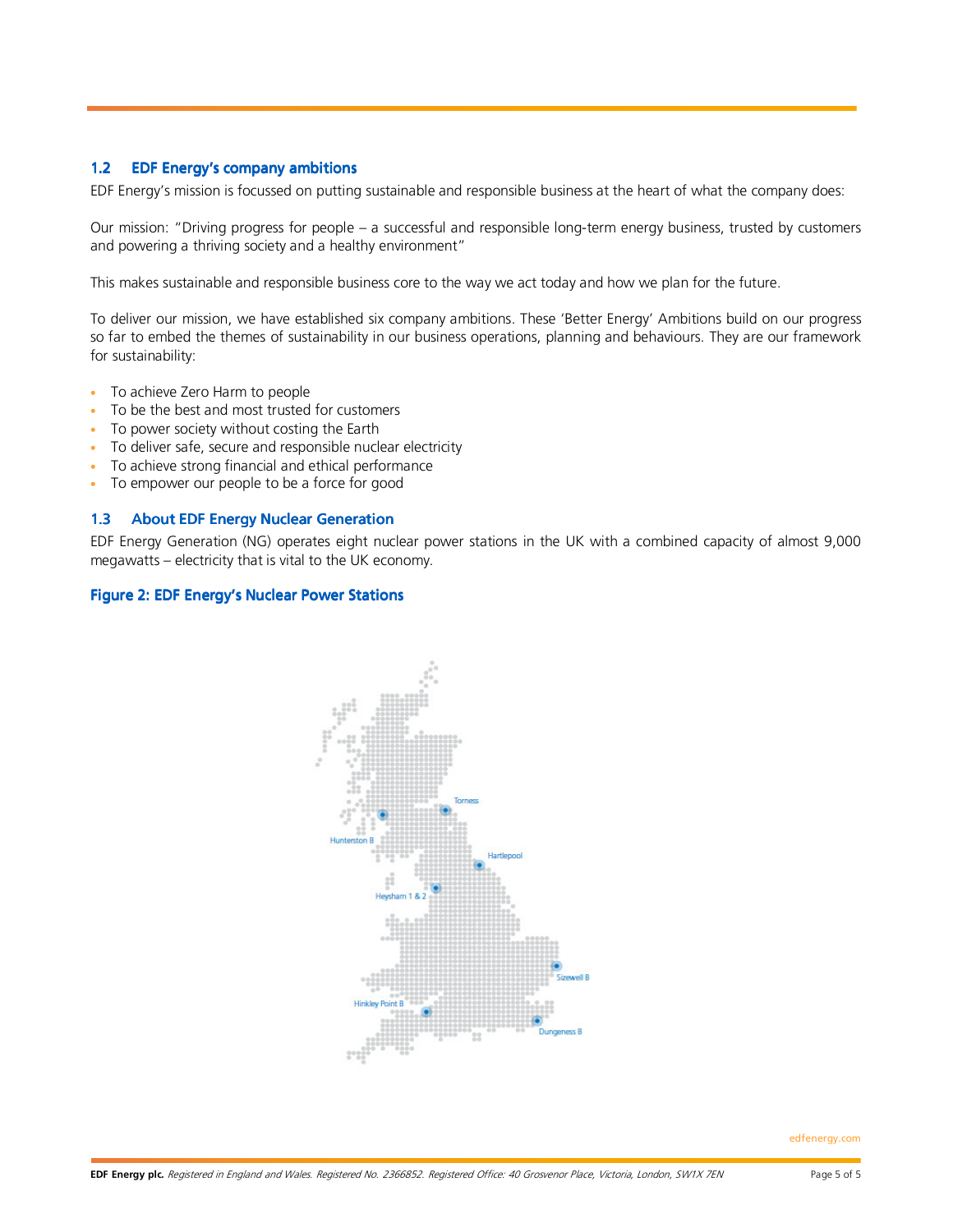## 1.2 EDF Energy's company ambitions

EDF Energy's mission is focussed on putting sustainable and responsible business at the heart of what the company does:

Our mission: "Driving progress for people – a successful and responsible long-term energy business, trusted by customers and powering a thriving society and a healthy environment"

This makes sustainable and responsible business core to the way we act today and how we plan for the future.

To deliver our mission, we have established six company ambitions. These 'Better Energy' Ambitions build on our progress so far to embed the themes of sustainability in our business operations, planning and behaviours. They are our framework for sustainability:

- To achieve Zero Harm to people
- To be the best and most trusted for customers
- To power society without costing the Earth
- To deliver safe, secure and responsible nuclear electricity
- To achieve strong financial and ethical performance
- To empower our people to be a force for good

## 1.3 About EDF Energy Nuclear Generation

EDF Energy Generation (NG) operates eight nuclear power stations in the UK with a combined capacity of almost 9,000 megawatts – electricity that is vital to the UK economy.

**Figure 2: EDF Energy's Nuclear Power Stations**

Torness
Hunterston B
Hartlepool
Heysham 1 & 2
Sizewell B
Hinkley Point B
Dungeness B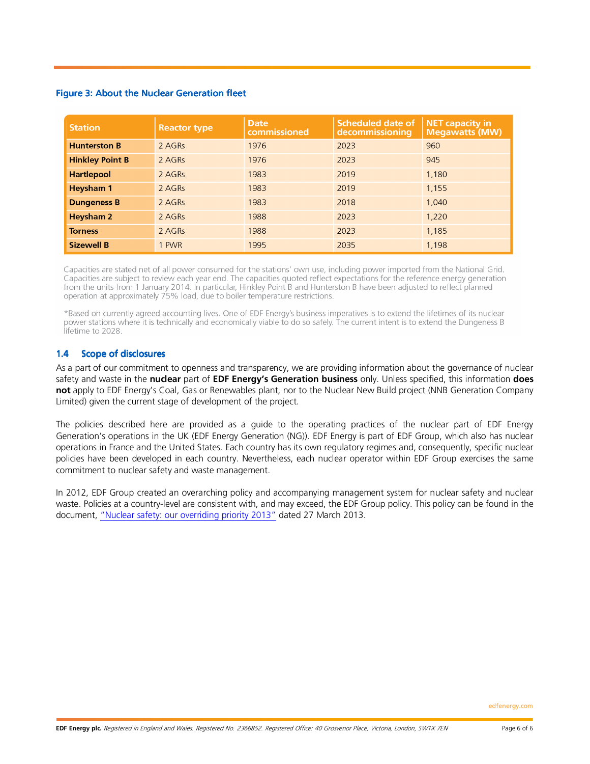**Figure 3: About the Nuclear Generation fleet**

| Station | Reactor type | Date commissioned | Scheduled date of decommissioning | NET capacity in Megawatts (MW) |
|---|---|---|---|---|
| **Hunterston B** | 2 AGRs | 1976 | 2023 | 960 |
| **Hinkley Point B** | 2 AGRs | 1976 | 2023 | 945 |
| **Hartlepool** | 2 AGRs | 1983 | 2019 | 1,180 |
| **Heysham 1** | 2 AGRs | 1983 | 2019 | 1,155 |
| **Dungeness B** | 2 AGRs | 1983 | 2018 | 1,040 |
| **Heysham 2** | 2 AGRs | 1988 | 2023 | 1,220 |
| **Torness** | 2 AGRs | 1988 | 2023 | 1,185 |
| **Sizewell B** | 1 PWR | 1995 | 2035 | 1,198 |

Capacities are stated net of all power consumed for the stations' own use, including power imported from the National Grid. Capacities are subject to review each year end. The capacities quoted reflect expectations for the reference energy generation from the units from 1 January 2014. In particular, Hinkley Point B and Hunterston B have been adjusted to reflect planned operation at approximately 75% load, due to boiler temperature restrictions.

*Based on currently agreed accounting lives. One of EDF Energy's business imperatives is to extend the lifetimes of its nuclear power stations where it is technically and economically viable to do so safely. The current intent is to extend the Dungeness B lifetime to 2028.

## 1.4 Scope of disclosures

As a part of our commitment to openness and transparency, we are providing information about the governance of nuclear safety and waste in the **nuclear** part of **EDF Energy's Generation business** only. Unless specified, this information **does not** apply to EDF Energy's Coal, Gas or Renewables plant, nor to the Nuclear New Build project (NNB Generation Company Limited) given the current stage of development of the project.

The policies described here are provided as a guide to the operating practices of the nuclear part of EDF Energy Generation's operations in the UK (EDF Energy Generation (NG)). EDF Energy is part of EDF Group, which also has nuclear operations in France and the United States. Each country has its own regulatory regimes and, consequently, specific nuclear policies have been developed in each country. Nevertheless, each nuclear operator within EDF Group exercises the same commitment to nuclear safety and waste management.

In 2012, EDF Group created an overarching policy and accompanying management system for nuclear safety and nuclear waste. Policies at a country-level are consistent with, and may exceed, the EDF Group policy. This policy can be found in the document, "Nuclear safety: our overriding priority 2013" dated 27 March 2013.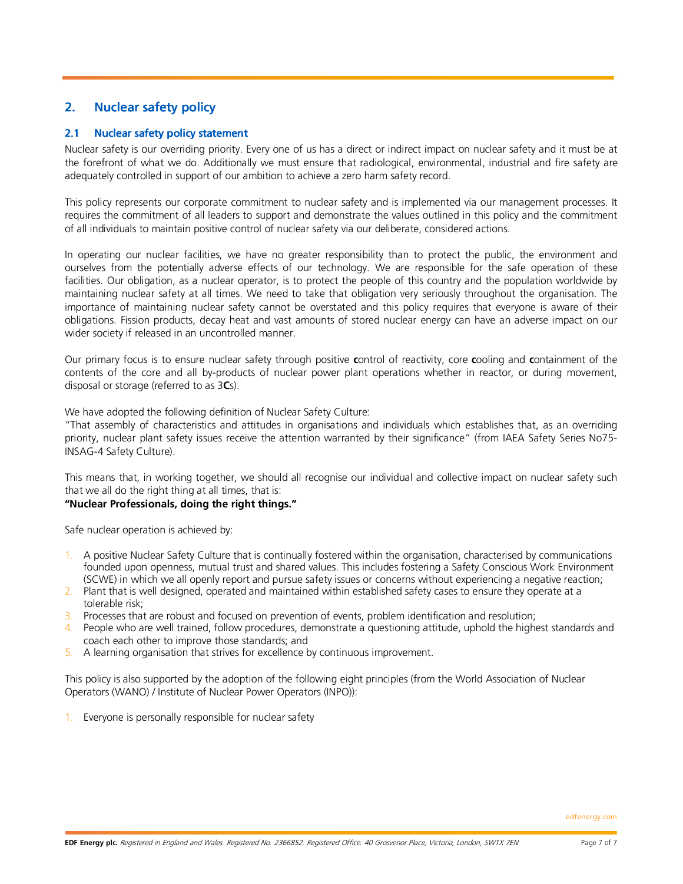## 2. Nuclear safety policy

### 2.1 Nuclear safety policy statement

Nuclear safety is our overriding priority. Every one of us has a direct or indirect impact on nuclear safety and it must be at the forefront of what we do. Additionally we must ensure that radiological, environmental, industrial and fire safety are adequately controlled in support of our ambition to achieve a zero harm safety record.

This policy represents our corporate commitment to nuclear safety and is implemented via our management processes. It requires the commitment of all leaders to support and demonstrate the values outlined in this policy and the commitment of all individuals to maintain positive control of nuclear safety via our deliberate, considered actions.

In operating our nuclear facilities, we have no greater responsibility than to protect the public, the environment and ourselves from the potentially adverse effects of our technology. We are responsible for the safe operation of these facilities. Our obligation, as a nuclear operator, is to protect the people of this country and the population worldwide by maintaining nuclear safety at all times. We need to take that obligation very seriously throughout the organisation. The importance of maintaining nuclear safety cannot be overstated and this policy requires that everyone is aware of their obligations. Fission products, decay heat and vast amounts of stored nuclear energy can have an adverse impact on our wider society if released in an uncontrolled manner.

Our primary focus is to ensure nuclear safety through positive **c**ontrol of reactivity, core **c**ooling and **c**ontainment of the contents of the core and all by-products of nuclear power plant operations whether in reactor, or during movement, disposal or storage (referred to as 3**C**s).

We have adopted the following definition of Nuclear Safety Culture:
"That assembly of characteristics and attitudes in organisations and individuals which establishes that, as an overriding priority, nuclear plant safety issues receive the attention warranted by their significance" (from IAEA Safety Series No75-INSAG-4 Safety Culture).

This means that, in working together, we should all recognise our individual and collective impact on nuclear safety such that we all do the right thing at all times, that is:
**"Nuclear Professionals, doing the right things."**

Safe nuclear operation is achieved by:

1. A positive Nuclear Safety Culture that is continually fostered within the organisation, characterised by communications founded upon openness, mutual trust and shared values. This includes fostering a Safety Conscious Work Environment (SCWE) in which we all openly report and pursue safety issues or concerns without experiencing a negative reaction;
2. Plant that is well designed, operated and maintained within established safety cases to ensure they operate at a tolerable risk;
3. Processes that are robust and focused on prevention of events, problem identification and resolution;
4. People who are well trained, follow procedures, demonstrate a questioning attitude, uphold the highest standards and coach each other to improve those standards; and
5. A learning organisation that strives for excellence by continuous improvement.

This policy is also supported by the adoption of the following eight principles (from the World Association of Nuclear Operators (WANO) / Institute of Nuclear Power Operators (INPO)):

1. Everyone is personally responsible for nuclear safety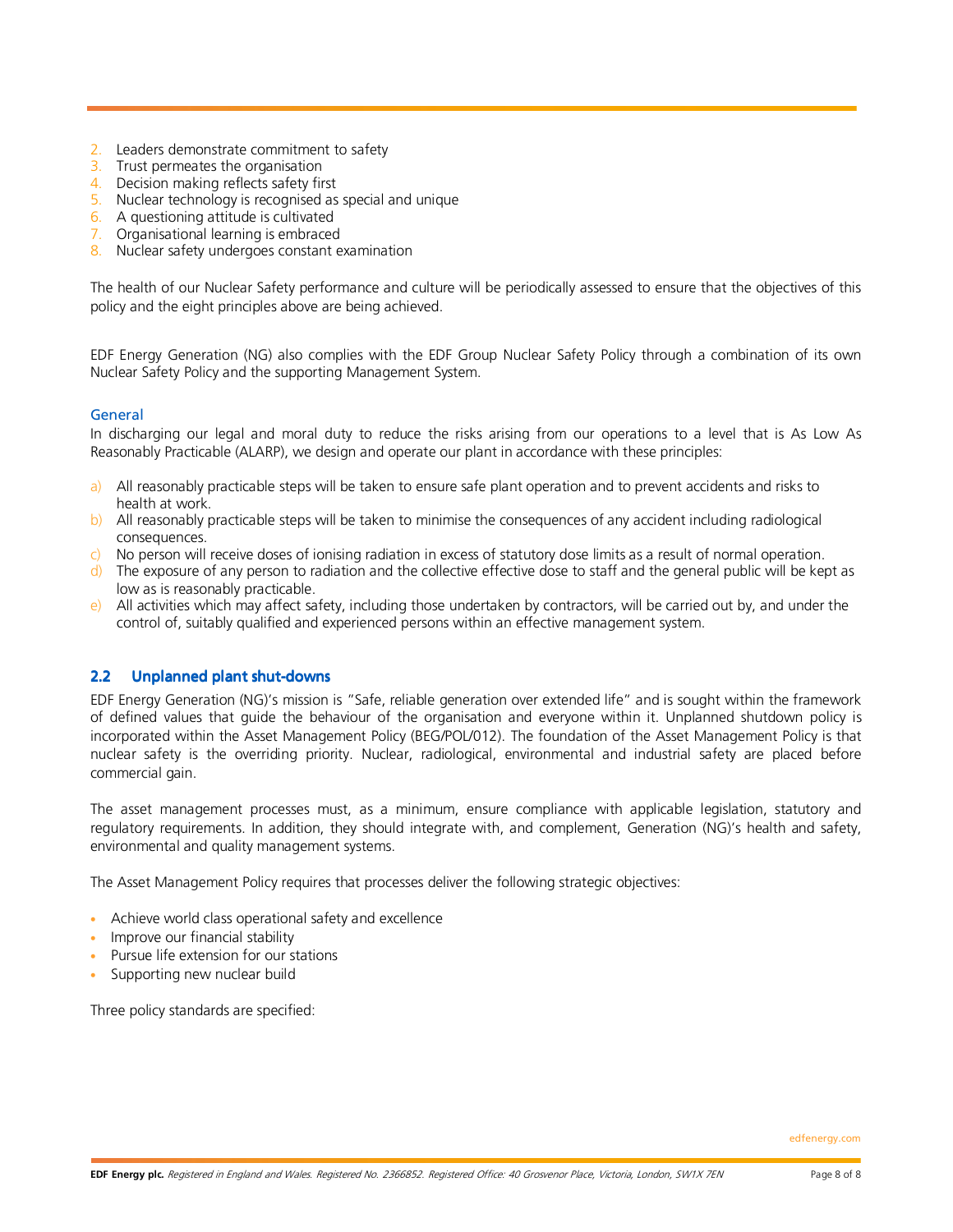2. Leaders demonstrate commitment to safety
3. Trust permeates the organisation
4. Decision making reflects safety first
5. Nuclear technology is recognised as special and unique
6. A questioning attitude is cultivated
7. Organisational learning is embraced
8. Nuclear safety undergoes constant examination

The health of our Nuclear Safety performance and culture will be periodically assessed to ensure that the objectives of this policy and the eight principles above are being achieved.

EDF Energy Generation (NG) also complies with the EDF Group Nuclear Safety Policy through a combination of its own Nuclear Safety Policy and the supporting Management System.

### General

In discharging our legal and moral duty to reduce the risks arising from our operations to a level that is As Low As Reasonably Practicable (ALARP), we design and operate our plant in accordance with these principles:

a) All reasonably practicable steps will be taken to ensure safe plant operation and to prevent accidents and risks to health at work.
b) All reasonably practicable steps will be taken to minimise the consequences of any accident including radiological consequences.
c) No person will receive doses of ionising radiation in excess of statutory dose limits as a result of normal operation.
d) The exposure of any person to radiation and the collective effective dose to staff and the general public will be kept as low as is reasonably practicable.
e) All activities which may affect safety, including those undertaken by contractors, will be carried out by, and under the control of, suitably qualified and experienced persons within an effective management system.

## 2.2 Unplanned plant shut-downs

EDF Energy Generation (NG)'s mission is "Safe, reliable generation over extended life" and is sought within the framework of defined values that guide the behaviour of the organisation and everyone within it. Unplanned shutdown policy is incorporated within the Asset Management Policy (BEG/POL/012). The foundation of the Asset Management Policy is that nuclear safety is the overriding priority. Nuclear, radiological, environmental and industrial safety are placed before commercial gain.

The asset management processes must, as a minimum, ensure compliance with applicable legislation, statutory and regulatory requirements. In addition, they should integrate with, and complement, Generation (NG)'s health and safety, environmental and quality management systems.

The Asset Management Policy requires that processes deliver the following strategic objectives:

- Achieve world class operational safety and excellence
- Improve our financial stability
- Pursue life extension for our stations
- Supporting new nuclear build

Three policy standards are specified: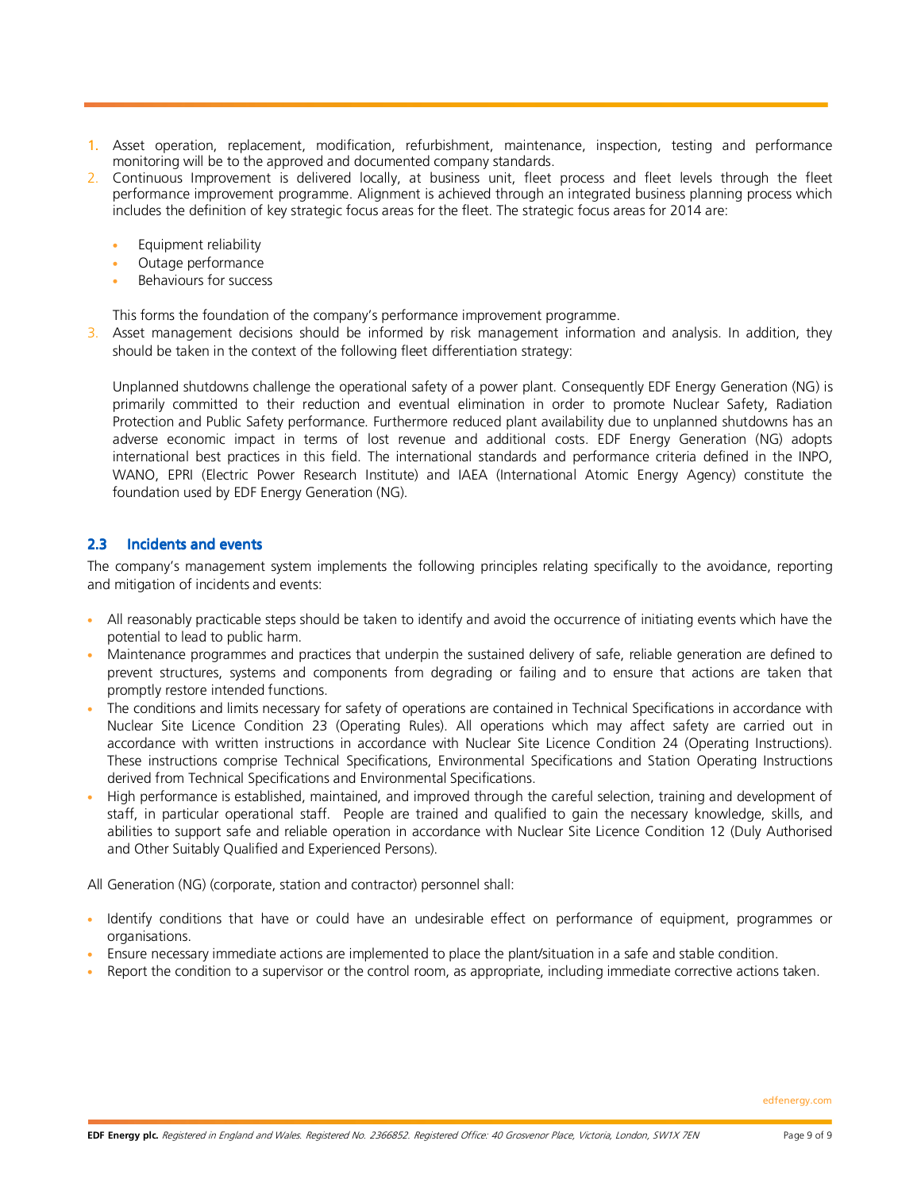1. Asset operation, replacement, modification, refurbishment, maintenance, inspection, testing and performance monitoring will be to the approved and documented company standards.
2. Continuous Improvement is delivered locally, at business unit, fleet process and fleet levels through the fleet performance improvement programme. Alignment is achieved through an integrated business planning process which includes the definition of key strategic focus areas for the fleet. The strategic focus areas for 2014 are:

   - Equipment reliability
   - Outage performance
   - Behaviours for success

   This forms the foundation of the company's performance improvement programme.
3. Asset management decisions should be informed by risk management information and analysis. In addition, they should be taken in the context of the following fleet differentiation strategy:

   Unplanned shutdowns challenge the operational safety of a power plant. Consequently EDF Energy Generation (NG) is primarily committed to their reduction and eventual elimination in order to promote Nuclear Safety, Radiation Protection and Public Safety performance. Furthermore reduced plant availability due to unplanned shutdowns has an adverse economic impact in terms of lost revenue and additional costs. EDF Energy Generation (NG) adopts international best practices in this field. The international standards and performance criteria defined in the INPO, WANO, EPRI (Electric Power Research Institute) and IAEA (International Atomic Energy Agency) constitute the foundation used by EDF Energy Generation (NG).

### 2.3 Incidents and events

The company's management system implements the following principles relating specifically to the avoidance, reporting and mitigation of incidents and events:

- All reasonably practicable steps should be taken to identify and avoid the occurrence of initiating events which have the potential to lead to public harm.
- Maintenance programmes and practices that underpin the sustained delivery of safe, reliable generation are defined to prevent structures, systems and components from degrading or failing and to ensure that actions are taken that promptly restore intended functions.
- The conditions and limits necessary for safety of operations are contained in Technical Specifications in accordance with Nuclear Site Licence Condition 23 (Operating Rules). All operations which may affect safety are carried out in accordance with written instructions in accordance with Nuclear Site Licence Condition 24 (Operating Instructions). These instructions comprise Technical Specifications, Environmental Specifications and Station Operating Instructions derived from Technical Specifications and Environmental Specifications.
- High performance is established, maintained, and improved through the careful selection, training and development of staff, in particular operational staff. People are trained and qualified to gain the necessary knowledge, skills, and abilities to support safe and reliable operation in accordance with Nuclear Site Licence Condition 12 (Duly Authorised and Other Suitably Qualified and Experienced Persons).

All Generation (NG) (corporate, station and contractor) personnel shall:

- Identify conditions that have or could have an undesirable effect on performance of equipment, programmes or organisations.
- Ensure necessary immediate actions are implemented to place the plant/situation in a safe and stable condition.
- Report the condition to a supervisor or the control room, as appropriate, including immediate corrective actions taken.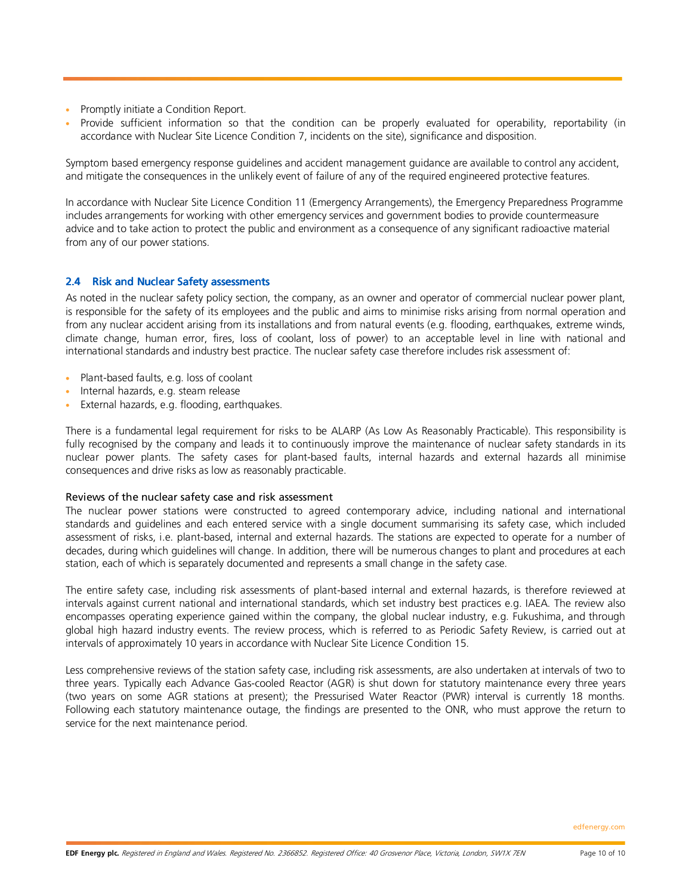- Promptly initiate a Condition Report.
- Provide sufficient information so that the condition can be properly evaluated for operability, reportability (in accordance with Nuclear Site Licence Condition 7, incidents on the site), significance and disposition.

Symptom based emergency response guidelines and accident management guidance are available to control any accident, and mitigate the consequences in the unlikely event of failure of any of the required engineered protective features.

In accordance with Nuclear Site Licence Condition 11 (Emergency Arrangements), the Emergency Preparedness Programme includes arrangements for working with other emergency services and government bodies to provide countermeasure advice and to take action to protect the public and environment as a consequence of any significant radioactive material from any of our power stations.

## 2.4 Risk and Nuclear Safety assessments

As noted in the nuclear safety policy section, the company, as an owner and operator of commercial nuclear power plant, is responsible for the safety of its employees and the public and aims to minimise risks arising from normal operation and from any nuclear accident arising from its installations and from natural events (e.g. flooding, earthquakes, extreme winds, climate change, human error, fires, loss of coolant, loss of power) to an acceptable level in line with national and international standards and industry best practice. The nuclear safety case therefore includes risk assessment of:

- Plant-based faults, e.g. loss of coolant
- Internal hazards, e.g. steam release
- External hazards, e.g. flooding, earthquakes.

There is a fundamental legal requirement for risks to be ALARP (As Low As Reasonably Practicable). This responsibility is fully recognised by the company and leads it to continuously improve the maintenance of nuclear safety standards in its nuclear power plants. The safety cases for plant-based faults, internal hazards and external hazards all minimise consequences and drive risks as low as reasonably practicable.

### Reviews of the nuclear safety case and risk assessment

The nuclear power stations were constructed to agreed contemporary advice, including national and international standards and guidelines and each entered service with a single document summarising its safety case, which included assessment of risks, i.e. plant-based, internal and external hazards. The stations are expected to operate for a number of decades, during which guidelines will change. In addition, there will be numerous changes to plant and procedures at each station, each of which is separately documented and represents a small change in the safety case.

The entire safety case, including risk assessments of plant-based internal and external hazards, is therefore reviewed at intervals against current national and international standards, which set industry best practices e.g. IAEA. The review also encompasses operating experience gained within the company, the global nuclear industry, e.g. Fukushima, and through global high hazard industry events. The review process, which is referred to as Periodic Safety Review, is carried out at intervals of approximately 10 years in accordance with Nuclear Site Licence Condition 15.

Less comprehensive reviews of the station safety case, including risk assessments, are also undertaken at intervals of two to three years. Typically each Advance Gas-cooled Reactor (AGR) is shut down for statutory maintenance every three years (two years on some AGR stations at present); the Pressurised Water Reactor (PWR) interval is currently 18 months. Following each statutory maintenance outage, the findings are presented to the ONR, who must approve the return to service for the next maintenance period.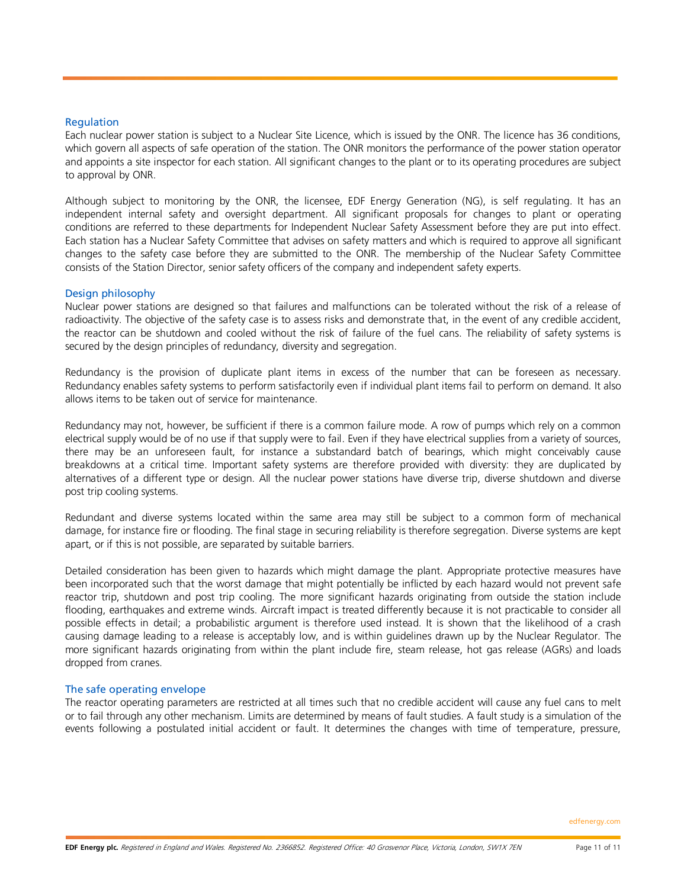## Regulation

Each nuclear power station is subject to a Nuclear Site Licence, which is issued by the ONR. The licence has 36 conditions, which govern all aspects of safe operation of the station. The ONR monitors the performance of the power station operator and appoints a site inspector for each station. All significant changes to the plant or to its operating procedures are subject to approval by ONR.

Although subject to monitoring by the ONR, the licensee, EDF Energy Generation (NG), is self regulating. It has an independent internal safety and oversight department. All significant proposals for changes to plant or operating conditions are referred to these departments for Independent Nuclear Safety Assessment before they are put into effect. Each station has a Nuclear Safety Committee that advises on safety matters and which is required to approve all significant changes to the safety case before they are submitted to the ONR. The membership of the Nuclear Safety Committee consists of the Station Director, senior safety officers of the company and independent safety experts.

## Design philosophy

Nuclear power stations are designed so that failures and malfunctions can be tolerated without the risk of a release of radioactivity. The objective of the safety case is to assess risks and demonstrate that, in the event of any credible accident, the reactor can be shutdown and cooled without the risk of failure of the fuel cans. The reliability of safety systems is secured by the design principles of redundancy, diversity and segregation.

Redundancy is the provision of duplicate plant items in excess of the number that can be foreseen as necessary. Redundancy enables safety systems to perform satisfactorily even if individual plant items fail to perform on demand. It also allows items to be taken out of service for maintenance.

Redundancy may not, however, be sufficient if there is a common failure mode. A row of pumps which rely on a common electrical supply would be of no use if that supply were to fail. Even if they have electrical supplies from a variety of sources, there may be an unforeseen fault, for instance a substandard batch of bearings, which might conceivably cause breakdowns at a critical time. Important safety systems are therefore provided with diversity: they are duplicated by alternatives of a different type or design. All the nuclear power stations have diverse trip, diverse shutdown and diverse post trip cooling systems.

Redundant and diverse systems located within the same area may still be subject to a common form of mechanical damage, for instance fire or flooding. The final stage in securing reliability is therefore segregation. Diverse systems are kept apart, or if this is not possible, are separated by suitable barriers.

Detailed consideration has been given to hazards which might damage the plant. Appropriate protective measures have been incorporated such that the worst damage that might potentially be inflicted by each hazard would not prevent safe reactor trip, shutdown and post trip cooling. The more significant hazards originating from outside the station include flooding, earthquakes and extreme winds. Aircraft impact is treated differently because it is not practicable to consider all possible effects in detail; a probabilistic argument is therefore used instead. It is shown that the likelihood of a crash causing damage leading to a release is acceptably low, and is within guidelines drawn up by the Nuclear Regulator. The more significant hazards originating from within the plant include fire, steam release, hot gas release (AGRs) and loads dropped from cranes.

## The safe operating envelope

The reactor operating parameters are restricted at all times such that no credible accident will cause any fuel cans to melt or to fail through any other mechanism. Limits are determined by means of fault studies. A fault study is a simulation of the events following a postulated initial accident or fault. It determines the changes with time of temperature, pressure,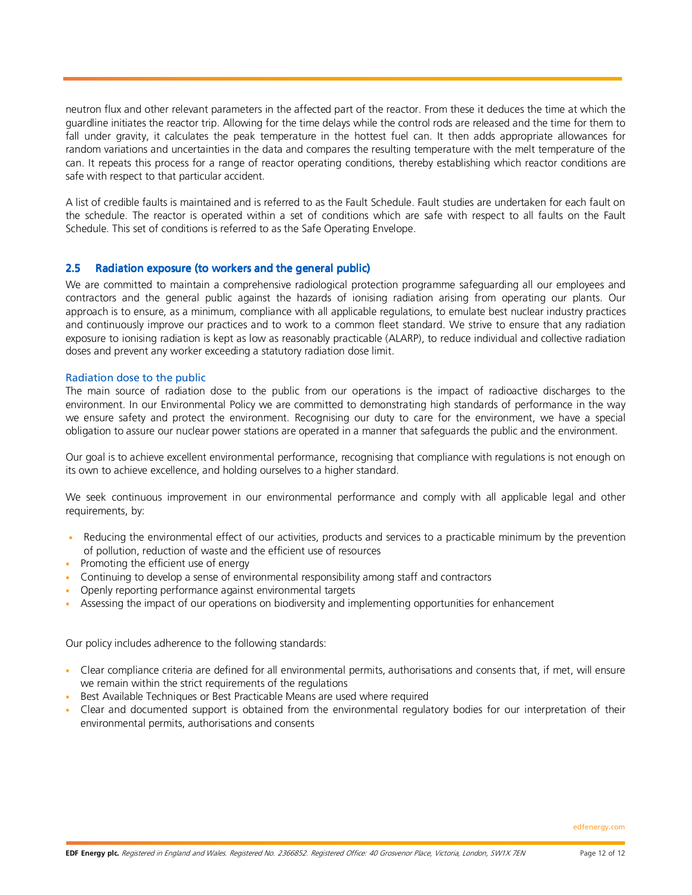neutron flux and other relevant parameters in the affected part of the reactor. From these it deduces the time at which the guardline initiates the reactor trip. Allowing for the time delays while the control rods are released and the time for them to fall under gravity, it calculates the peak temperature in the hottest fuel can. It then adds appropriate allowances for random variations and uncertainties in the data and compares the resulting temperature with the melt temperature of the can. It repeats this process for a range of reactor operating conditions, thereby establishing which reactor conditions are safe with respect to that particular accident.

A list of credible faults is maintained and is referred to as the Fault Schedule. Fault studies are undertaken for each fault on the schedule. The reactor is operated within a set of conditions which are safe with respect to all faults on the Fault Schedule. This set of conditions is referred to as the Safe Operating Envelope.

## 2.5 Radiation exposure (to workers and the general public)

We are committed to maintain a comprehensive radiological protection programme safeguarding all our employees and contractors and the general public against the hazards of ionising radiation arising from operating our plants. Our approach is to ensure, as a minimum, compliance with all applicable regulations, to emulate best nuclear industry practices and continuously improve our practices and to work to a common fleet standard. We strive to ensure that any radiation exposure to ionising radiation is kept as low as reasonably practicable (ALARP), to reduce individual and collective radiation doses and prevent any worker exceeding a statutory radiation dose limit.

### Radiation dose to the public

The main source of radiation dose to the public from our operations is the impact of radioactive discharges to the environment. In our Environmental Policy we are committed to demonstrating high standards of performance in the way we ensure safety and protect the environment. Recognising our duty to care for the environment, we have a special obligation to assure our nuclear power stations are operated in a manner that safeguards the public and the environment.

Our goal is to achieve excellent environmental performance, recognising that compliance with regulations is not enough on its own to achieve excellence, and holding ourselves to a higher standard.

We seek continuous improvement in our environmental performance and comply with all applicable legal and other requirements, by:

- Reducing the environmental effect of our activities, products and services to a practicable minimum by the prevention of pollution, reduction of waste and the efficient use of resources
- Promoting the efficient use of energy
- Continuing to develop a sense of environmental responsibility among staff and contractors
- Openly reporting performance against environmental targets
- Assessing the impact of our operations on biodiversity and implementing opportunities for enhancement

Our policy includes adherence to the following standards:

- Clear compliance criteria are defined for all environmental permits, authorisations and consents that, if met, will ensure we remain within the strict requirements of the regulations
- Best Available Techniques or Best Practicable Means are used where required
- Clear and documented support is obtained from the environmental regulatory bodies for our interpretation of their environmental permits, authorisations and consents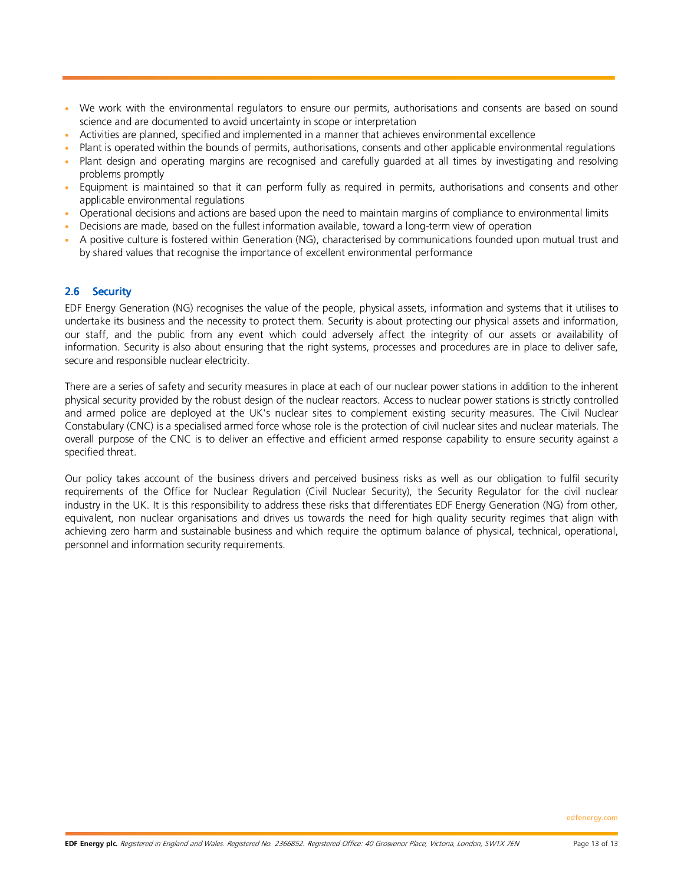- We work with the environmental regulators to ensure our permits, authorisations and consents are based on sound science and are documented to avoid uncertainty in scope or interpretation
- Activities are planned, specified and implemented in a manner that achieves environmental excellence
- Plant is operated within the bounds of permits, authorisations, consents and other applicable environmental regulations
- Plant design and operating margins are recognised and carefully guarded at all times by investigating and resolving problems promptly
- Equipment is maintained so that it can perform fully as required in permits, authorisations and consents and other applicable environmental regulations
- Operational decisions and actions are based upon the need to maintain margins of compliance to environmental limits
- Decisions are made, based on the fullest information available, toward a long-term view of operation
- A positive culture is fostered within Generation (NG), characterised by communications founded upon mutual trust and by shared values that recognise the importance of excellent environmental performance

### 2.6 Security

EDF Energy Generation (NG) recognises the value of the people, physical assets, information and systems that it utilises to undertake its business and the necessity to protect them. Security is about protecting our physical assets and information, our staff, and the public from any event which could adversely affect the integrity of our assets or availability of information. Security is also about ensuring that the right systems, processes and procedures are in place to deliver safe, secure and responsible nuclear electricity.

There are a series of safety and security measures in place at each of our nuclear power stations in addition to the inherent physical security provided by the robust design of the nuclear reactors. Access to nuclear power stations is strictly controlled and armed police are deployed at the UK's nuclear sites to complement existing security measures. The Civil Nuclear Constabulary (CNC) is a specialised armed force whose role is the protection of civil nuclear sites and nuclear materials. The overall purpose of the CNC is to deliver an effective and efficient armed response capability to ensure security against a specified threat.

Our policy takes account of the business drivers and perceived business risks as well as our obligation to fulfil security requirements of the Office for Nuclear Regulation (Civil Nuclear Security), the Security Regulator for the civil nuclear industry in the UK. It is this responsibility to address these risks that differentiates EDF Energy Generation (NG) from other, equivalent, non nuclear organisations and drives us towards the need for high quality security regimes that align with achieving zero harm and sustainable business and which require the optimum balance of physical, technical, operational, personnel and information security requirements.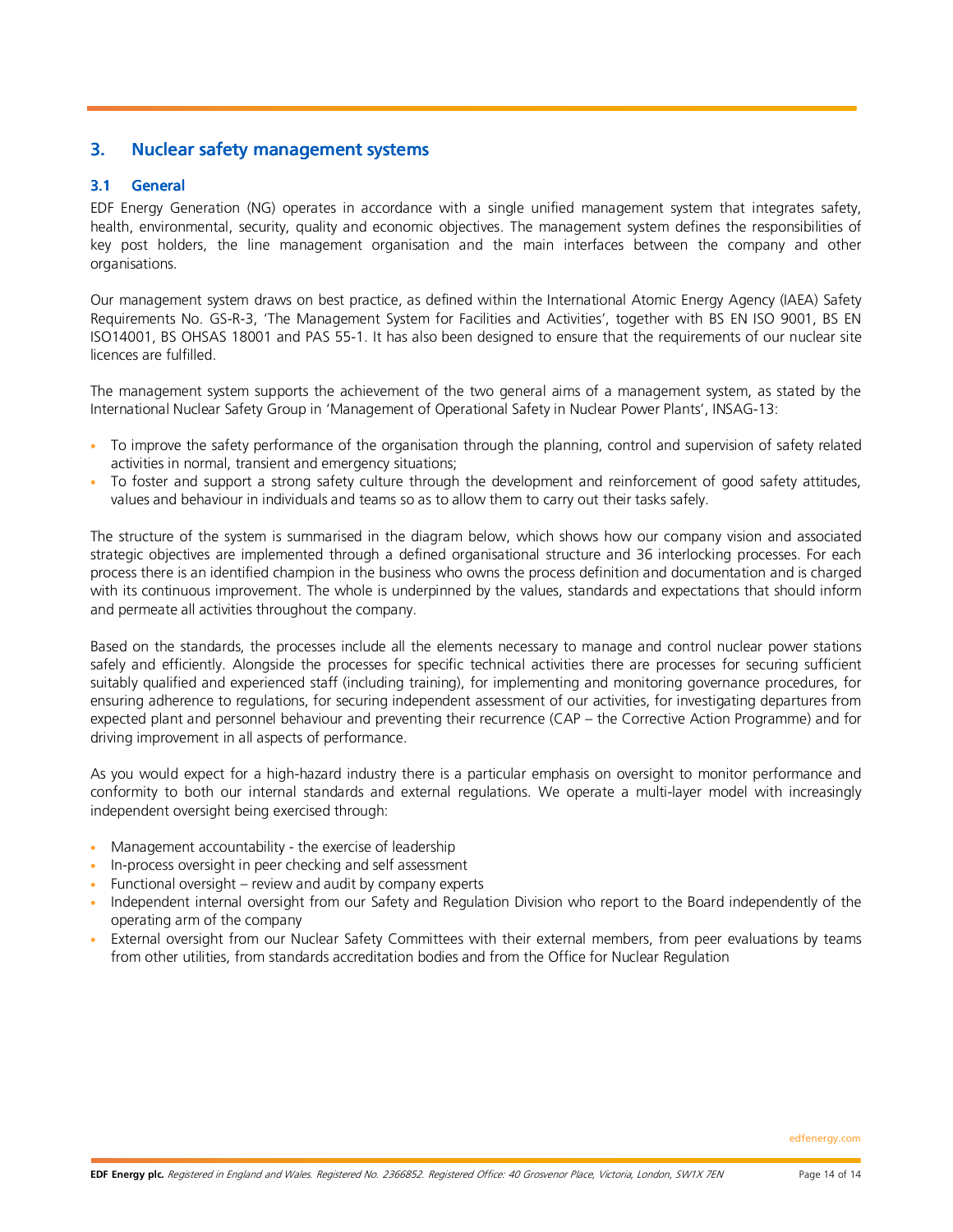## 3. Nuclear safety management systems

### 3.1 General

EDF Energy Generation (NG) operates in accordance with a single unified management system that integrates safety, health, environmental, security, quality and economic objectives. The management system defines the responsibilities of key post holders, the line management organisation and the main interfaces between the company and other organisations.

Our management system draws on best practice, as defined within the International Atomic Energy Agency (IAEA) Safety Requirements No. GS-R-3, 'The Management System for Facilities and Activities', together with BS EN ISO 9001, BS EN ISO14001, BS OHSAS 18001 and PAS 55-1. It has also been designed to ensure that the requirements of our nuclear site licences are fulfilled.

The management system supports the achievement of the two general aims of a management system, as stated by the International Nuclear Safety Group in 'Management of Operational Safety in Nuclear Power Plants', INSAG-13:

- To improve the safety performance of the organisation through the planning, control and supervision of safety related activities in normal, transient and emergency situations;
- To foster and support a strong safety culture through the development and reinforcement of good safety attitudes, values and behaviour in individuals and teams so as to allow them to carry out their tasks safely.

The structure of the system is summarised in the diagram below, which shows how our company vision and associated strategic objectives are implemented through a defined organisational structure and 36 interlocking processes. For each process there is an identified champion in the business who owns the process definition and documentation and is charged with its continuous improvement. The whole is underpinned by the values, standards and expectations that should inform and permeate all activities throughout the company.

Based on the standards, the processes include all the elements necessary to manage and control nuclear power stations safely and efficiently. Alongside the processes for specific technical activities there are processes for securing sufficient suitably qualified and experienced staff (including training), for implementing and monitoring governance procedures, for ensuring adherence to regulations, for securing independent assessment of our activities, for investigating departures from expected plant and personnel behaviour and preventing their recurrence (CAP – the Corrective Action Programme) and for driving improvement in all aspects of performance.

As you would expect for a high-hazard industry there is a particular emphasis on oversight to monitor performance and conformity to both our internal standards and external regulations. We operate a multi-layer model with increasingly independent oversight being exercised through:

- Management accountability - the exercise of leadership
- In-process oversight in peer checking and self assessment
- Functional oversight – review and audit by company experts
- Independent internal oversight from our Safety and Regulation Division who report to the Board independently of the operating arm of the company
- External oversight from our Nuclear Safety Committees with their external members, from peer evaluations by teams from other utilities, from standards accreditation bodies and from the Office for Nuclear Regulation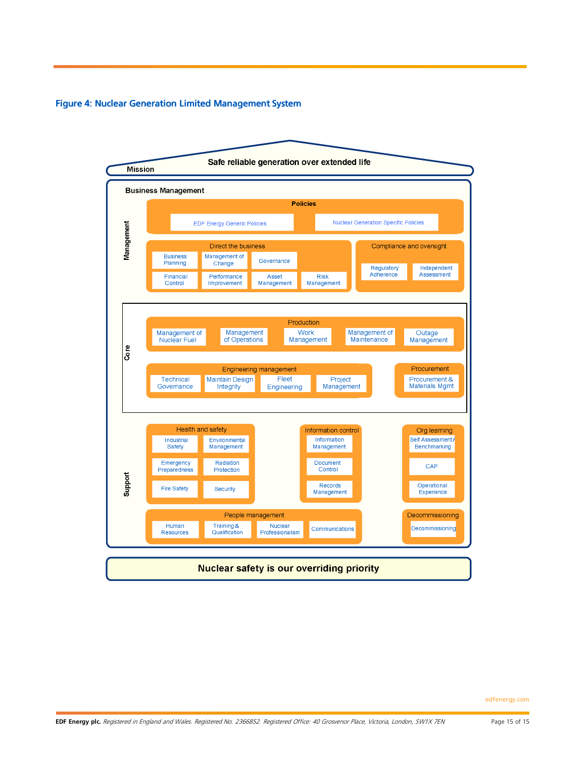### Figure 4: Nuclear Generation Limited Management System

**Mission**: Safe reliable generation over extended life

**Business Management**

**Management**

- **Policies**
  - EDF Energy Generic Policies
  - Nuclear Generation Specific Policies
- **Direct the business**
  - Business Planning
  - Management of Change
  - Governance
  - Financial Control
  - Performance Improvement
  - Asset Management
  - Risk Management
- **Compliance and oversight**
  - Regulatory Adherence
  - Independent Assessment

**Core**

- **Production**
  - Management of Nuclear Fuel
  - Management of Operations
  - Work Management
  - Management of Maintenance
  - Outage Management
- **Engineering management**
  - Technical Governance
  - Maintain Design Integrity
  - Fleet Engineering
  - Project Management
- **Procurement**
  - Procurement & Materials Mgmt

**Support**

- **Health and safety**
  - Industrial Safety
  - Environmental Management
  - Emergency Preparedness
  - Radiation Protection
  - Fire Safety
  - Security
- **Information control**
  - Information Management
  - Document Control
  - Records Management
- **Org learning**
  - Self Assessment/ Benchmarking
  - CAP
  - Operational Experience
- **People management**
  - Human Resources
  - Training & Qualification
  - Nuclear Professionalism
  - Communications
- **Decommissioning**
  - Decommissioning

**Nuclear safety is our overriding priority**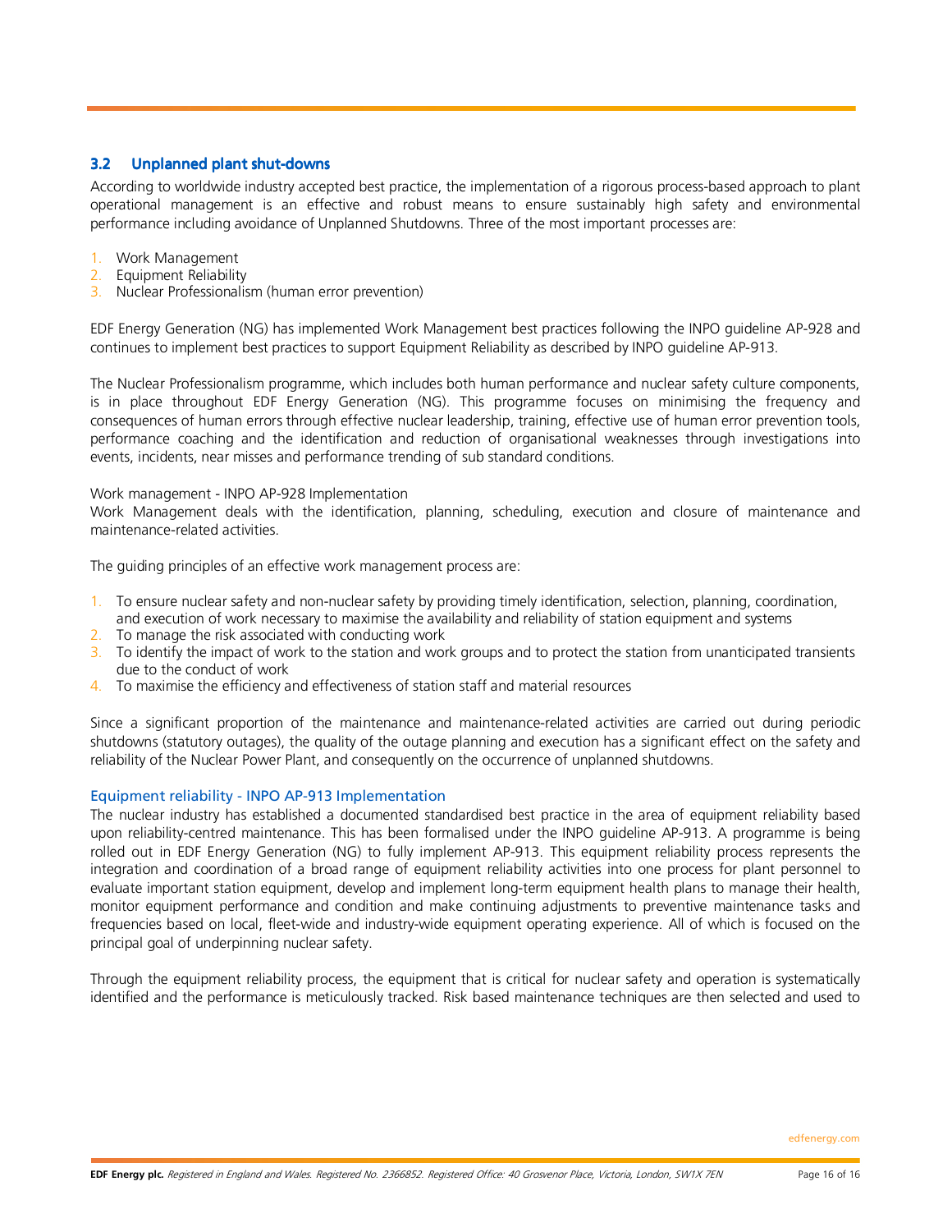### 3.2 Unplanned plant shut-downs

According to worldwide industry accepted best practice, the implementation of a rigorous process-based approach to plant operational management is an effective and robust means to ensure sustainably high safety and environmental performance including avoidance of Unplanned Shutdowns. Three of the most important processes are:

1. Work Management
2. Equipment Reliability
3. Nuclear Professionalism (human error prevention)

EDF Energy Generation (NG) has implemented Work Management best practices following the INPO guideline AP-928 and continues to implement best practices to support Equipment Reliability as described by INPO guideline AP-913.

The Nuclear Professionalism programme, which includes both human performance and nuclear safety culture components, is in place throughout EDF Energy Generation (NG). This programme focuses on minimising the frequency and consequences of human errors through effective nuclear leadership, training, effective use of human error prevention tools, performance coaching and the identification and reduction of organisational weaknesses through investigations into events, incidents, near misses and performance trending of sub standard conditions.

Work management - INPO AP-928 Implementation

Work Management deals with the identification, planning, scheduling, execution and closure of maintenance and maintenance-related activities.

The guiding principles of an effective work management process are:

1. To ensure nuclear safety and non-nuclear safety by providing timely identification, selection, planning, coordination, and execution of work necessary to maximise the availability and reliability of station equipment and systems
2. To manage the risk associated with conducting work
3. To identify the impact of work to the station and work groups and to protect the station from unanticipated transients due to the conduct of work
4. To maximise the efficiency and effectiveness of station staff and material resources

Since a significant proportion of the maintenance and maintenance-related activities are carried out during periodic shutdowns (statutory outages), the quality of the outage planning and execution has a significant effect on the safety and reliability of the Nuclear Power Plant, and consequently on the occurrence of unplanned shutdowns.

#### Equipment reliability - INPO AP-913 Implementation

The nuclear industry has established a documented standardised best practice in the area of equipment reliability based upon reliability-centred maintenance. This has been formalised under the INPO guideline AP-913. A programme is being rolled out in EDF Energy Generation (NG) to fully implement AP-913. This equipment reliability process represents the integration and coordination of a broad range of equipment reliability activities into one process for plant personnel to evaluate important station equipment, develop and implement long-term equipment health plans to manage their health, monitor equipment performance and condition and make continuing adjustments to preventive maintenance tasks and frequencies based on local, fleet-wide and industry-wide equipment operating experience. All of which is focused on the principal goal of underpinning nuclear safety.

Through the equipment reliability process, the equipment that is critical for nuclear safety and operation is systematically identified and the performance is meticulously tracked. Risk based maintenance techniques are then selected and used to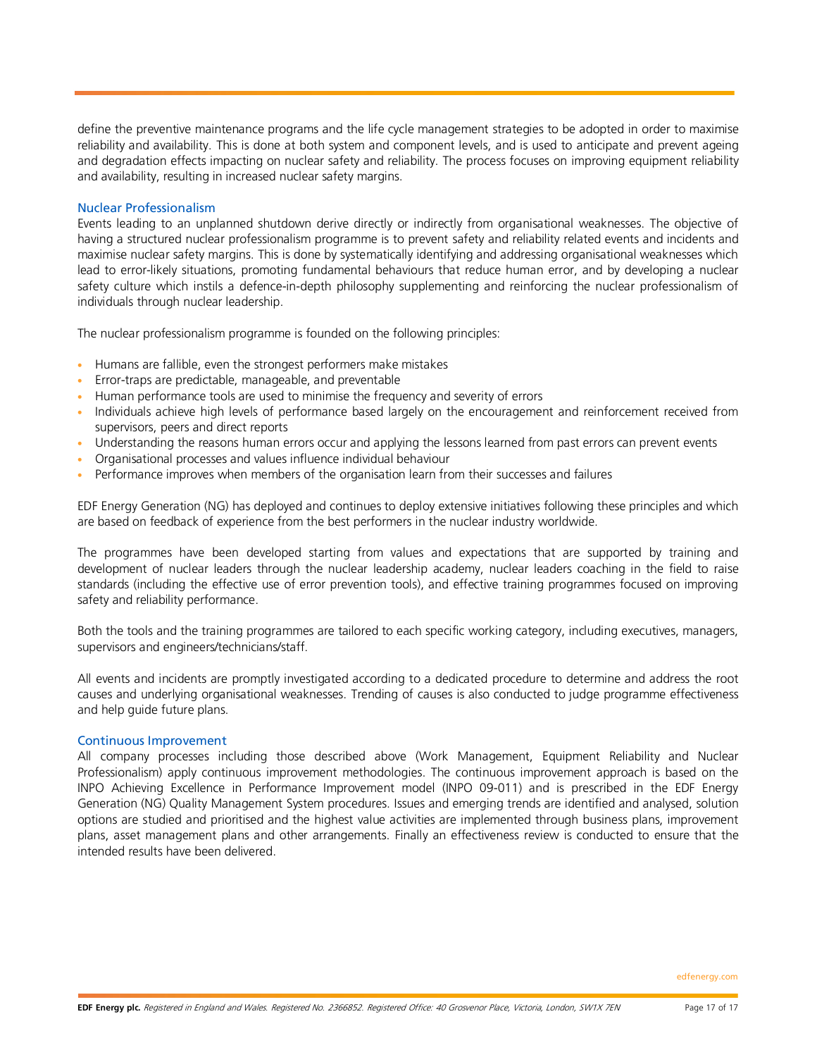define the preventive maintenance programs and the life cycle management strategies to be adopted in order to maximise reliability and availability. This is done at both system and component levels, and is used to anticipate and prevent ageing and degradation effects impacting on nuclear safety and reliability. The process focuses on improving equipment reliability and availability, resulting in increased nuclear safety margins.

### Nuclear Professionalism

Events leading to an unplanned shutdown derive directly or indirectly from organisational weaknesses. The objective of having a structured nuclear professionalism programme is to prevent safety and reliability related events and incidents and maximise nuclear safety margins. This is done by systematically identifying and addressing organisational weaknesses which lead to error-likely situations, promoting fundamental behaviours that reduce human error, and by developing a nuclear safety culture which instils a defence-in-depth philosophy supplementing and reinforcing the nuclear professionalism of individuals through nuclear leadership.

The nuclear professionalism programme is founded on the following principles:

- Humans are fallible, even the strongest performers make mistakes
- Error-traps are predictable, manageable, and preventable
- Human performance tools are used to minimise the frequency and severity of errors
- Individuals achieve high levels of performance based largely on the encouragement and reinforcement received from supervisors, peers and direct reports
- Understanding the reasons human errors occur and applying the lessons learned from past errors can prevent events
- Organisational processes and values influence individual behaviour
- Performance improves when members of the organisation learn from their successes and failures

EDF Energy Generation (NG) has deployed and continues to deploy extensive initiatives following these principles and which are based on feedback of experience from the best performers in the nuclear industry worldwide.

The programmes have been developed starting from values and expectations that are supported by training and development of nuclear leaders through the nuclear leadership academy, nuclear leaders coaching in the field to raise standards (including the effective use of error prevention tools), and effective training programmes focused on improving safety and reliability performance.

Both the tools and the training programmes are tailored to each specific working category, including executives, managers, supervisors and engineers/technicians/staff.

All events and incidents are promptly investigated according to a dedicated procedure to determine and address the root causes and underlying organisational weaknesses. Trending of causes is also conducted to judge programme effectiveness and help guide future plans.

### Continuous Improvement

All company processes including those described above (Work Management, Equipment Reliability and Nuclear Professionalism) apply continuous improvement methodologies. The continuous improvement approach is based on the INPO Achieving Excellence in Performance Improvement model (INPO 09-011) and is prescribed in the EDF Energy Generation (NG) Quality Management System procedures. Issues and emerging trends are identified and analysed, solution options are studied and prioritised and the highest value activities are implemented through business plans, improvement plans, asset management plans and other arrangements. Finally an effectiveness review is conducted to ensure that the intended results have been delivered.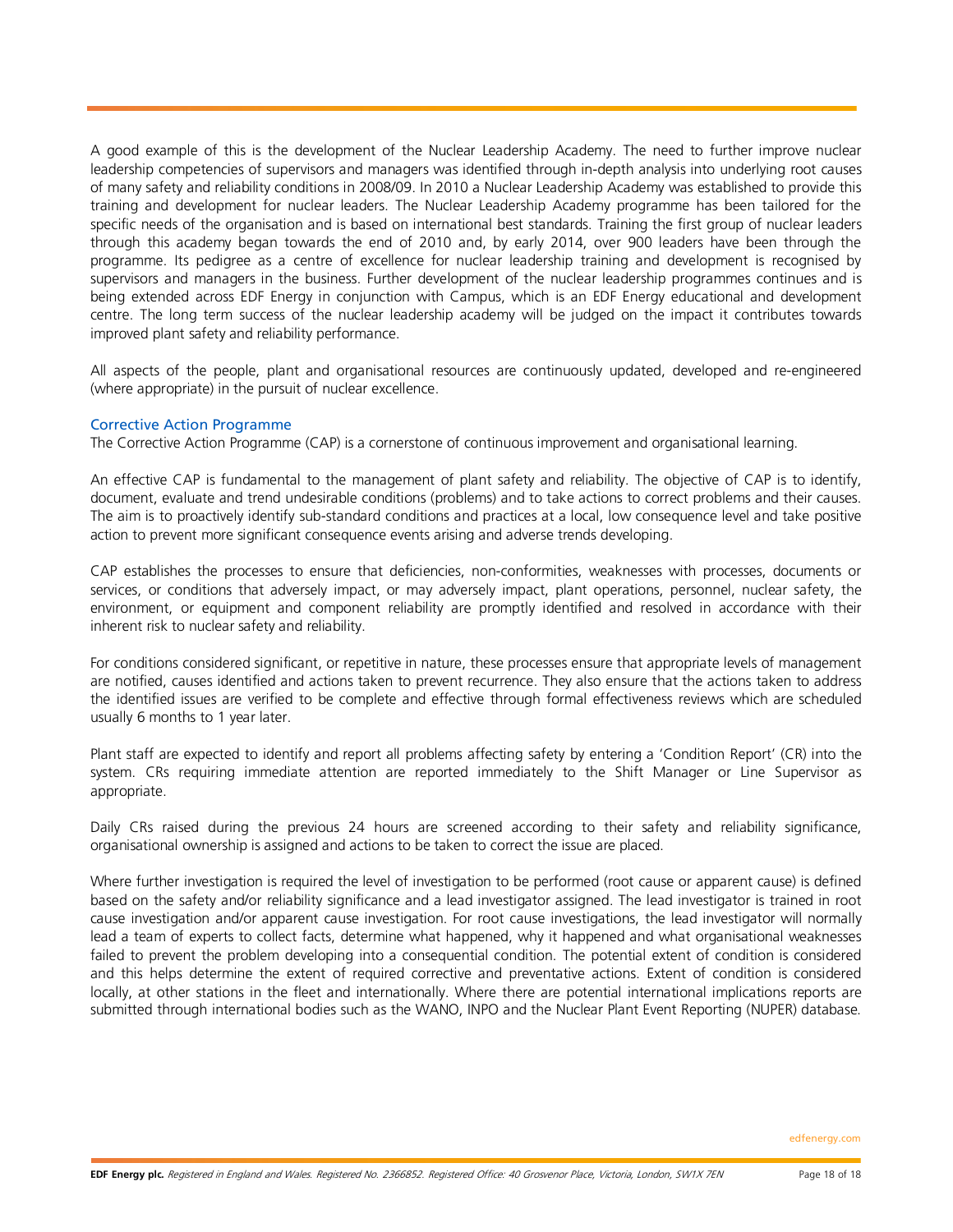A good example of this is the development of the Nuclear Leadership Academy. The need to further improve nuclear leadership competencies of supervisors and managers was identified through in-depth analysis into underlying root causes of many safety and reliability conditions in 2008/09. In 2010 a Nuclear Leadership Academy was established to provide this training and development for nuclear leaders. The Nuclear Leadership Academy programme has been tailored for the specific needs of the organisation and is based on international best standards. Training the first group of nuclear leaders through this academy began towards the end of 2010 and, by early 2014, over 900 leaders have been through the programme. Its pedigree as a centre of excellence for nuclear leadership training and development is recognised by supervisors and managers in the business. Further development of the nuclear leadership programmes continues and is being extended across EDF Energy in conjunction with Campus, which is an EDF Energy educational and development centre. The long term success of the nuclear leadership academy will be judged on the impact it contributes towards improved plant safety and reliability performance.

All aspects of the people, plant and organisational resources are continuously updated, developed and re-engineered (where appropriate) in the pursuit of nuclear excellence.

### Corrective Action Programme

The Corrective Action Programme (CAP) is a cornerstone of continuous improvement and organisational learning.

An effective CAP is fundamental to the management of plant safety and reliability. The objective of CAP is to identify, document, evaluate and trend undesirable conditions (problems) and to take actions to correct problems and their causes. The aim is to proactively identify sub-standard conditions and practices at a local, low consequence level and take positive action to prevent more significant consequence events arising and adverse trends developing.

CAP establishes the processes to ensure that deficiencies, non-conformities, weaknesses with processes, documents or services, or conditions that adversely impact, or may adversely impact, plant operations, personnel, nuclear safety, the environment, or equipment and component reliability are promptly identified and resolved in accordance with their inherent risk to nuclear safety and reliability.

For conditions considered significant, or repetitive in nature, these processes ensure that appropriate levels of management are notified, causes identified and actions taken to prevent recurrence. They also ensure that the actions taken to address the identified issues are verified to be complete and effective through formal effectiveness reviews which are scheduled usually 6 months to 1 year later.

Plant staff are expected to identify and report all problems affecting safety by entering a 'Condition Report' (CR) into the system. CRs requiring immediate attention are reported immediately to the Shift Manager or Line Supervisor as appropriate.

Daily CRs raised during the previous 24 hours are screened according to their safety and reliability significance, organisational ownership is assigned and actions to be taken to correct the issue are placed.

Where further investigation is required the level of investigation to be performed (root cause or apparent cause) is defined based on the safety and/or reliability significance and a lead investigator assigned. The lead investigator is trained in root cause investigation and/or apparent cause investigation. For root cause investigations, the lead investigator will normally lead a team of experts to collect facts, determine what happened, why it happened and what organisational weaknesses failed to prevent the problem developing into a consequential condition. The potential extent of condition is considered and this helps determine the extent of required corrective and preventative actions. Extent of condition is considered locally, at other stations in the fleet and internationally. Where there are potential international implications reports are submitted through international bodies such as the WANO, INPO and the Nuclear Plant Event Reporting (NUPER) database.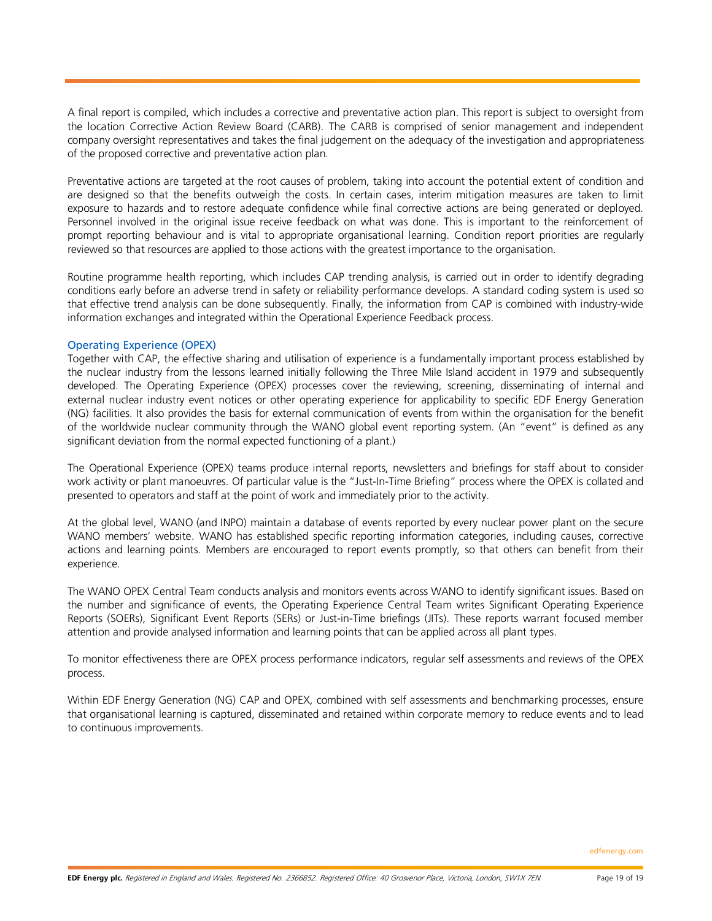A final report is compiled, which includes a corrective and preventative action plan. This report is subject to oversight from the location Corrective Action Review Board (CARB). The CARB is comprised of senior management and independent company oversight representatives and takes the final judgement on the adequacy of the investigation and appropriateness of the proposed corrective and preventative action plan.

Preventative actions are targeted at the root causes of problem, taking into account the potential extent of condition and are designed so that the benefits outweigh the costs. In certain cases, interim mitigation measures are taken to limit exposure to hazards and to restore adequate confidence while final corrective actions are being generated or deployed. Personnel involved in the original issue receive feedback on what was done. This is important to the reinforcement of prompt reporting behaviour and is vital to appropriate organisational learning. Condition report priorities are regularly reviewed so that resources are applied to those actions with the greatest importance to the organisation.

Routine programme health reporting, which includes CAP trending analysis, is carried out in order to identify degrading conditions early before an adverse trend in safety or reliability performance develops. A standard coding system is used so that effective trend analysis can be done subsequently. Finally, the information from CAP is combined with industry-wide information exchanges and integrated within the Operational Experience Feedback process.

### Operating Experience (OPEX)

Together with CAP, the effective sharing and utilisation of experience is a fundamentally important process established by the nuclear industry from the lessons learned initially following the Three Mile Island accident in 1979 and subsequently developed. The Operating Experience (OPEX) processes cover the reviewing, screening, disseminating of internal and external nuclear industry event notices or other operating experience for applicability to specific EDF Energy Generation (NG) facilities. It also provides the basis for external communication of events from within the organisation for the benefit of the worldwide nuclear community through the WANO global event reporting system. (An "event" is defined as any significant deviation from the normal expected functioning of a plant.)

The Operational Experience (OPEX) teams produce internal reports, newsletters and briefings for staff about to consider work activity or plant manoeuvres. Of particular value is the "Just-In-Time Briefing" process where the OPEX is collated and presented to operators and staff at the point of work and immediately prior to the activity.

At the global level, WANO (and INPO) maintain a database of events reported by every nuclear power plant on the secure WANO members' website. WANO has established specific reporting information categories, including causes, corrective actions and learning points. Members are encouraged to report events promptly, so that others can benefit from their experience.

The WANO OPEX Central Team conducts analysis and monitors events across WANO to identify significant issues. Based on the number and significance of events, the Operating Experience Central Team writes Significant Operating Experience Reports (SOERs), Significant Event Reports (SERs) or Just-in-Time briefings (JITs). These reports warrant focused member attention and provide analysed information and learning points that can be applied across all plant types.

To monitor effectiveness there are OPEX process performance indicators, regular self assessments and reviews of the OPEX process.

Within EDF Energy Generation (NG) CAP and OPEX, combined with self assessments and benchmarking processes, ensure that organisational learning is captured, disseminated and retained within corporate memory to reduce events and to lead to continuous improvements.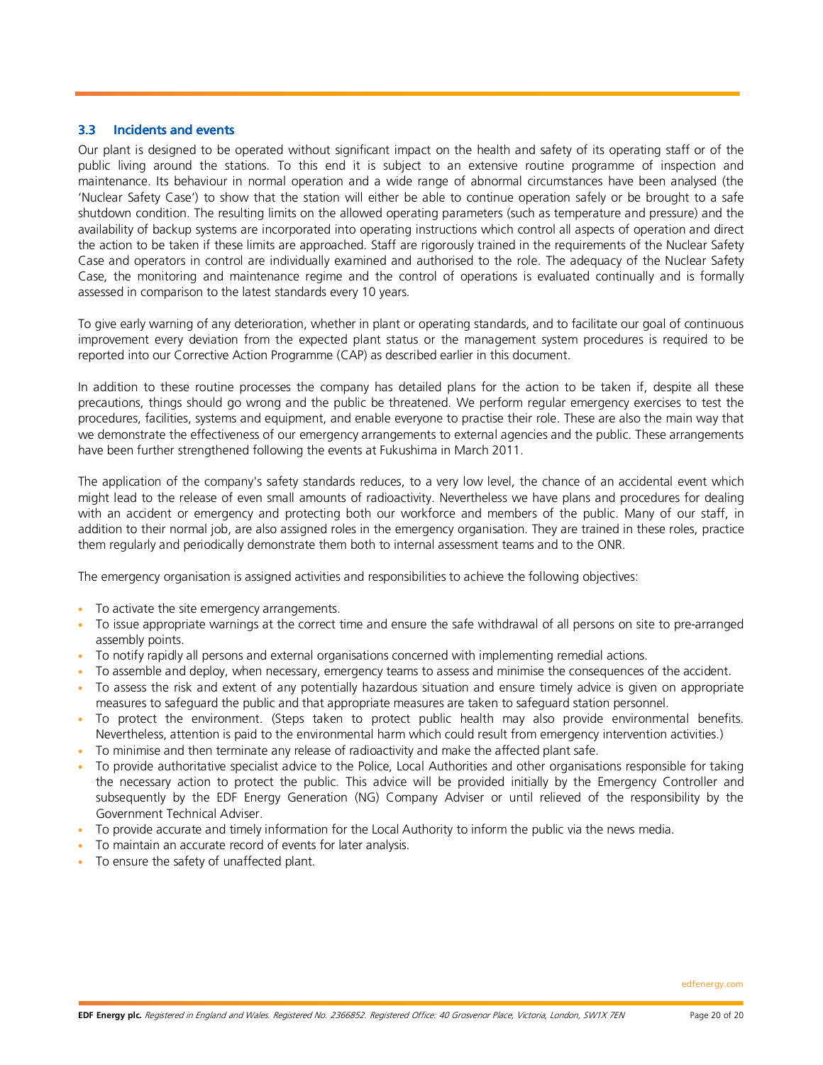### 3.3 Incidents and events

Our plant is designed to be operated without significant impact on the health and safety of its operating staff or of the public living around the stations. To this end it is subject to an extensive routine programme of inspection and maintenance. Its behaviour in normal operation and a wide range of abnormal circumstances have been analysed (the 'Nuclear Safety Case') to show that the station will either be able to continue operation safely or be brought to a safe shutdown condition. The resulting limits on the allowed operating parameters (such as temperature and pressure) and the availability of backup systems are incorporated into operating instructions which control all aspects of operation and direct the action to be taken if these limits are approached. Staff are rigorously trained in the requirements of the Nuclear Safety Case and operators in control are individually examined and authorised to the role. The adequacy of the Nuclear Safety Case, the monitoring and maintenance regime and the control of operations is evaluated continually and is formally assessed in comparison to the latest standards every 10 years.

To give early warning of any deterioration, whether in plant or operating standards, and to facilitate our goal of continuous improvement every deviation from the expected plant status or the management system procedures is required to be reported into our Corrective Action Programme (CAP) as described earlier in this document.

In addition to these routine processes the company has detailed plans for the action to be taken if, despite all these precautions, things should go wrong and the public be threatened. We perform regular emergency exercises to test the procedures, facilities, systems and equipment, and enable everyone to practise their role. These are also the main way that we demonstrate the effectiveness of our emergency arrangements to external agencies and the public. These arrangements have been further strengthened following the events at Fukushima in March 2011.

The application of the company's safety standards reduces, to a very low level, the chance of an accidental event which might lead to the release of even small amounts of radioactivity. Nevertheless we have plans and procedures for dealing with an accident or emergency and protecting both our workforce and members of the public. Many of our staff, in addition to their normal job, are also assigned roles in the emergency organisation. They are trained in these roles, practice them regularly and periodically demonstrate them both to internal assessment teams and to the ONR.

The emergency organisation is assigned activities and responsibilities to achieve the following objectives:

- To activate the site emergency arrangements.
- To issue appropriate warnings at the correct time and ensure the safe withdrawal of all persons on site to pre-arranged assembly points.
- To notify rapidly all persons and external organisations concerned with implementing remedial actions.
- To assemble and deploy, when necessary, emergency teams to assess and minimise the consequences of the accident.
- To assess the risk and extent of any potentially hazardous situation and ensure timely advice is given on appropriate measures to safeguard the public and that appropriate measures are taken to safeguard station personnel.
- To protect the environment. (Steps taken to protect public health may also provide environmental benefits. Nevertheless, attention is paid to the environmental harm which could result from emergency intervention activities.)
- To minimise and then terminate any release of radioactivity and make the affected plant safe.
- To provide authoritative specialist advice to the Police, Local Authorities and other organisations responsible for taking the necessary action to protect the public. This advice will be provided initially by the Emergency Controller and subsequently by the EDF Energy Generation (NG) Company Adviser or until relieved of the responsibility by the Government Technical Adviser.
- To provide accurate and timely information for the Local Authority to inform the public via the news media.
- To maintain an accurate record of events for later analysis.
- To ensure the safety of unaffected plant.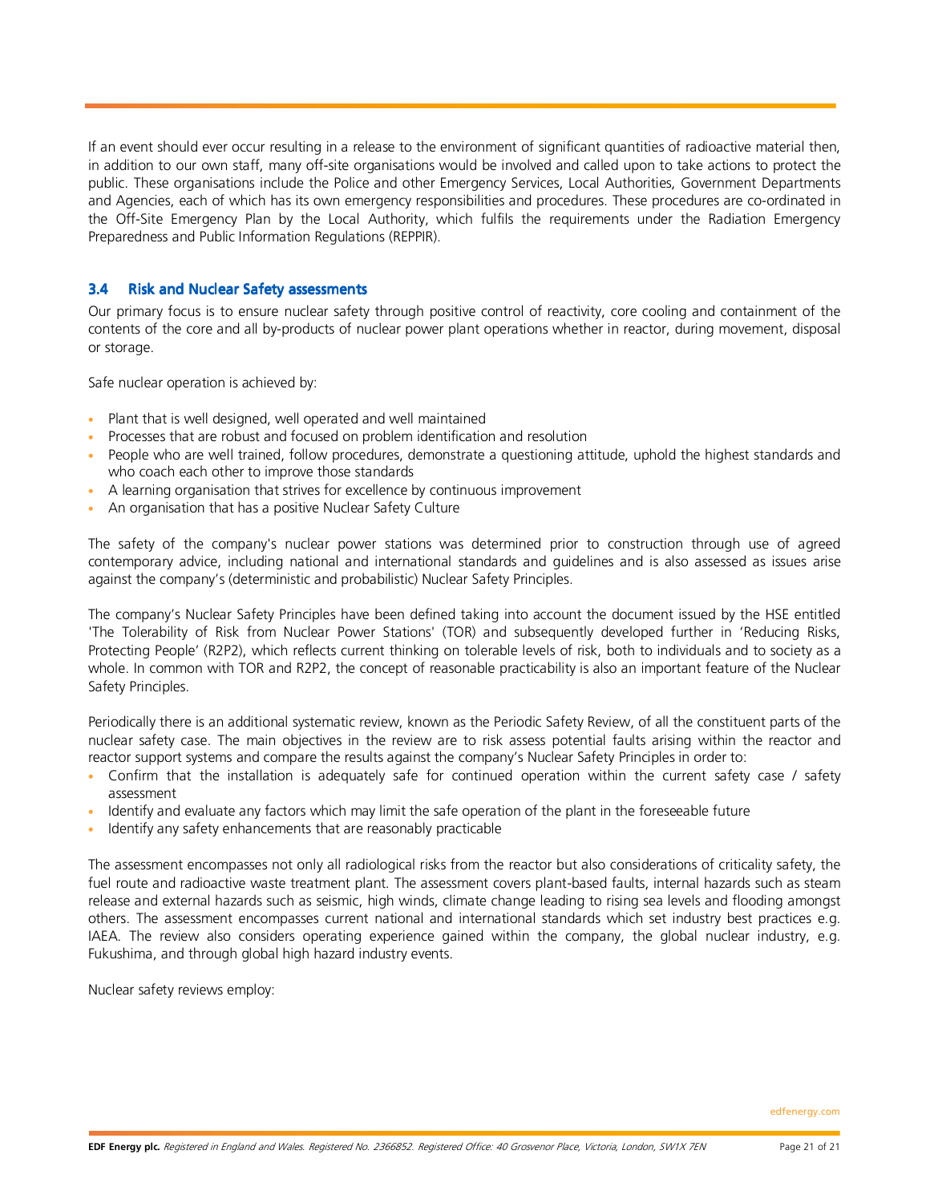If an event should ever occur resulting in a release to the environment of significant quantities of radioactive material then, in addition to our own staff, many off-site organisations would be involved and called upon to take actions to protect the public. These organisations include the Police and other Emergency Services, Local Authorities, Government Departments and Agencies, each of which has its own emergency responsibilities and procedures. These procedures are co-ordinated in the Off-Site Emergency Plan by the Local Authority, which fulfils the requirements under the Radiation Emergency Preparedness and Public Information Regulations (REPPIR).

### 3.4 Risk and Nuclear Safety assessments

Our primary focus is to ensure nuclear safety through positive control of reactivity, core cooling and containment of the contents of the core and all by-products of nuclear power plant operations whether in reactor, during movement, disposal or storage.

Safe nuclear operation is achieved by:

- Plant that is well designed, well operated and well maintained
- Processes that are robust and focused on problem identification and resolution
- People who are well trained, follow procedures, demonstrate a questioning attitude, uphold the highest standards and who coach each other to improve those standards
- A learning organisation that strives for excellence by continuous improvement
- An organisation that has a positive Nuclear Safety Culture

The safety of the company's nuclear power stations was determined prior to construction through use of agreed contemporary advice, including national and international standards and guidelines and is also assessed as issues arise against the company's (deterministic and probabilistic) Nuclear Safety Principles.

The company's Nuclear Safety Principles have been defined taking into account the document issued by the HSE entitled 'The Tolerability of Risk from Nuclear Power Stations' (TOR) and subsequently developed further in 'Reducing Risks, Protecting People' (R2P2), which reflects current thinking on tolerable levels of risk, both to individuals and to society as a whole. In common with TOR and R2P2, the concept of reasonable practicability is also an important feature of the Nuclear Safety Principles.

Periodically there is an additional systematic review, known as the Periodic Safety Review, of all the constituent parts of the nuclear safety case. The main objectives in the review are to risk assess potential faults arising within the reactor and reactor support systems and compare the results against the company's Nuclear Safety Principles in order to:

- Confirm that the installation is adequately safe for continued operation within the current safety case / safety assessment
- Identify and evaluate any factors which may limit the safe operation of the plant in the foreseeable future
- Identify any safety enhancements that are reasonably practicable

The assessment encompasses not only all radiological risks from the reactor but also considerations of criticality safety, the fuel route and radioactive waste treatment plant. The assessment covers plant-based faults, internal hazards such as steam release and external hazards such as seismic, high winds, climate change leading to rising sea levels and flooding amongst others. The assessment encompasses current national and international standards which set industry best practices e.g. IAEA. The review also considers operating experience gained within the company, the global nuclear industry, e.g. Fukushima, and through global high hazard industry events.

Nuclear safety reviews employ: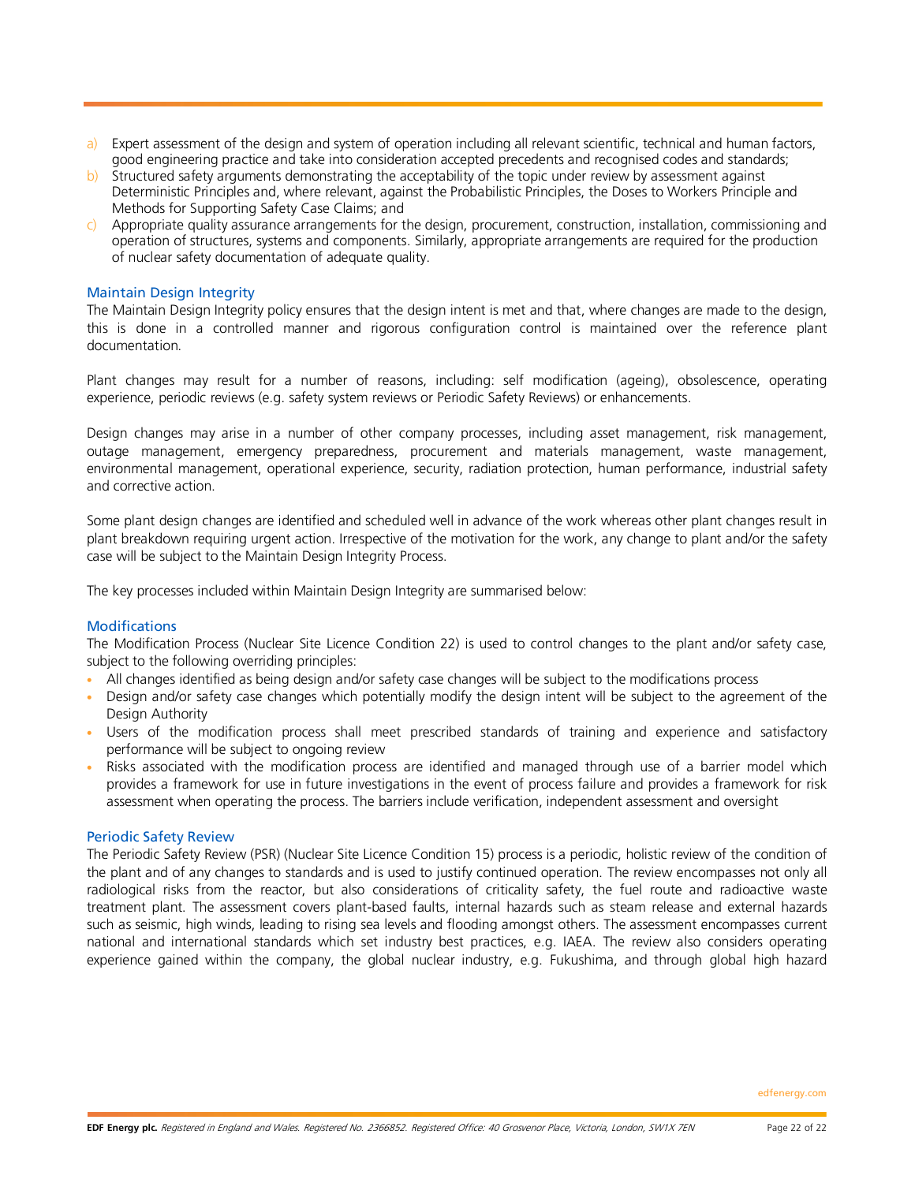a) Expert assessment of the design and system of operation including all relevant scientific, technical and human factors, good engineering practice and take into consideration accepted precedents and recognised codes and standards;
b) Structured safety arguments demonstrating the acceptability of the topic under review by assessment against Deterministic Principles and, where relevant, against the Probabilistic Principles, the Doses to Workers Principle and Methods for Supporting Safety Case Claims; and
c) Appropriate quality assurance arrangements for the design, procurement, construction, installation, commissioning and operation of structures, systems and components. Similarly, appropriate arrangements are required for the production of nuclear safety documentation of adequate quality.

### Maintain Design Integrity

The Maintain Design Integrity policy ensures that the design intent is met and that, where changes are made to the design, this is done in a controlled manner and rigorous configuration control is maintained over the reference plant documentation.

Plant changes may result for a number of reasons, including: self modification (ageing), obsolescence, operating experience, periodic reviews (e.g. safety system reviews or Periodic Safety Reviews) or enhancements.

Design changes may arise in a number of other company processes, including asset management, risk management, outage management, emergency preparedness, procurement and materials management, waste management, environmental management, operational experience, security, radiation protection, human performance, industrial safety and corrective action.

Some plant design changes are identified and scheduled well in advance of the work whereas other plant changes result in plant breakdown requiring urgent action. Irrespective of the motivation for the work, any change to plant and/or the safety case will be subject to the Maintain Design Integrity Process.

The key processes included within Maintain Design Integrity are summarised below:

### Modifications

The Modification Process (Nuclear Site Licence Condition 22) is used to control changes to the plant and/or safety case, subject to the following overriding principles:

- All changes identified as being design and/or safety case changes will be subject to the modifications process
- Design and/or safety case changes which potentially modify the design intent will be subject to the agreement of the Design Authority
- Users of the modification process shall meet prescribed standards of training and experience and satisfactory performance will be subject to ongoing review
- Risks associated with the modification process are identified and managed through use of a barrier model which provides a framework for use in future investigations in the event of process failure and provides a framework for risk assessment when operating the process. The barriers include verification, independent assessment and oversight

### Periodic Safety Review

The Periodic Safety Review (PSR) (Nuclear Site Licence Condition 15) process is a periodic, holistic review of the condition of the plant and of any changes to standards and is used to justify continued operation. The review encompasses not only all radiological risks from the reactor, but also considerations of criticality safety, the fuel route and radioactive waste treatment plant. The assessment covers plant-based faults, internal hazards such as steam release and external hazards such as seismic, high winds, leading to rising sea levels and flooding amongst others. The assessment encompasses current national and international standards which set industry best practices, e.g. IAEA. The review also considers operating experience gained within the company, the global nuclear industry, e.g. Fukushima, and through global high hazard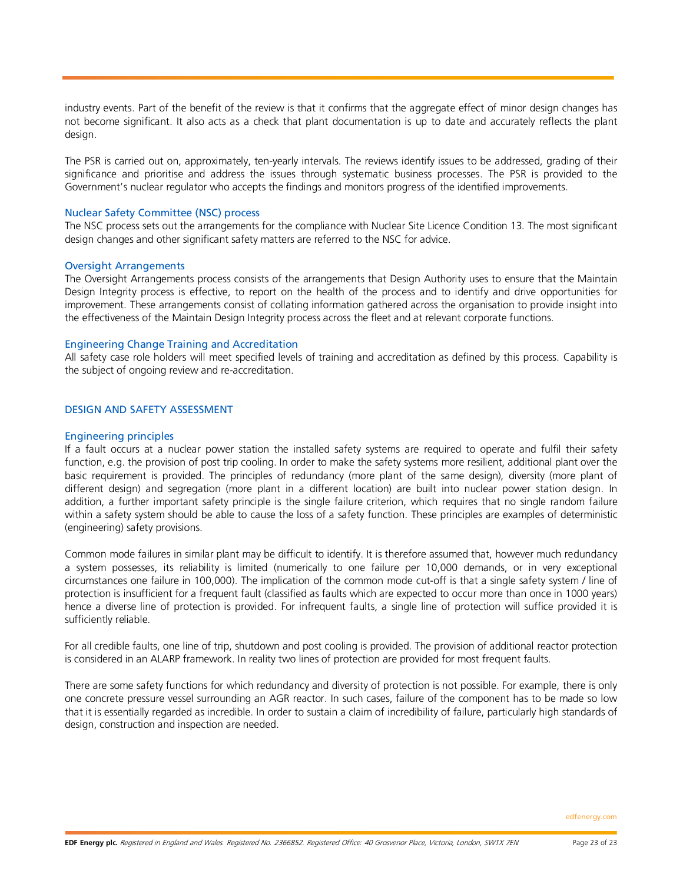industry events. Part of the benefit of the review is that it confirms that the aggregate effect of minor design changes has not become significant. It also acts as a check that plant documentation is up to date and accurately reflects the plant design.

The PSR is carried out on, approximately, ten-yearly intervals. The reviews identify issues to be addressed, grading of their significance and prioritise and address the issues through systematic business processes. The PSR is provided to the Government's nuclear regulator who accepts the findings and monitors progress of the identified improvements.

### Nuclear Safety Committee (NSC) process

The NSC process sets out the arrangements for the compliance with Nuclear Site Licence Condition 13. The most significant design changes and other significant safety matters are referred to the NSC for advice.

### Oversight Arrangements

The Oversight Arrangements process consists of the arrangements that Design Authority uses to ensure that the Maintain Design Integrity process is effective, to report on the health of the process and to identify and drive opportunities for improvement. These arrangements consist of collating information gathered across the organisation to provide insight into the effectiveness of the Maintain Design Integrity process across the fleet and at relevant corporate functions.

### Engineering Change Training and Accreditation

All safety case role holders will meet specified levels of training and accreditation as defined by this process. Capability is the subject of ongoing review and re-accreditation.

## DESIGN AND SAFETY ASSESSMENT

### Engineering principles

If a fault occurs at a nuclear power station the installed safety systems are required to operate and fulfil their safety function, e.g. the provision of post trip cooling. In order to make the safety systems more resilient, additional plant over the basic requirement is provided. The principles of redundancy (more plant of the same design), diversity (more plant of different design) and segregation (more plant in a different location) are built into nuclear power station design. In addition, a further important safety principle is the single failure criterion, which requires that no single random failure within a safety system should be able to cause the loss of a safety function. These principles are examples of deterministic (engineering) safety provisions.

Common mode failures in similar plant may be difficult to identify. It is therefore assumed that, however much redundancy a system possesses, its reliability is limited (numerically to one failure per 10,000 demands, or in very exceptional circumstances one failure in 100,000). The implication of the common mode cut-off is that a single safety system / line of protection is insufficient for a frequent fault (classified as faults which are expected to occur more than once in 1000 years) hence a diverse line of protection is provided. For infrequent faults, a single line of protection will suffice provided it is sufficiently reliable.

For all credible faults, one line of trip, shutdown and post cooling is provided. The provision of additional reactor protection is considered in an ALARP framework. In reality two lines of protection are provided for most frequent faults.

There are some safety functions for which redundancy and diversity of protection is not possible. For example, there is only one concrete pressure vessel surrounding an AGR reactor. In such cases, failure of the component has to be made so low that it is essentially regarded as incredible. In order to sustain a claim of incredibility of failure, particularly high standards of design, construction and inspection are needed.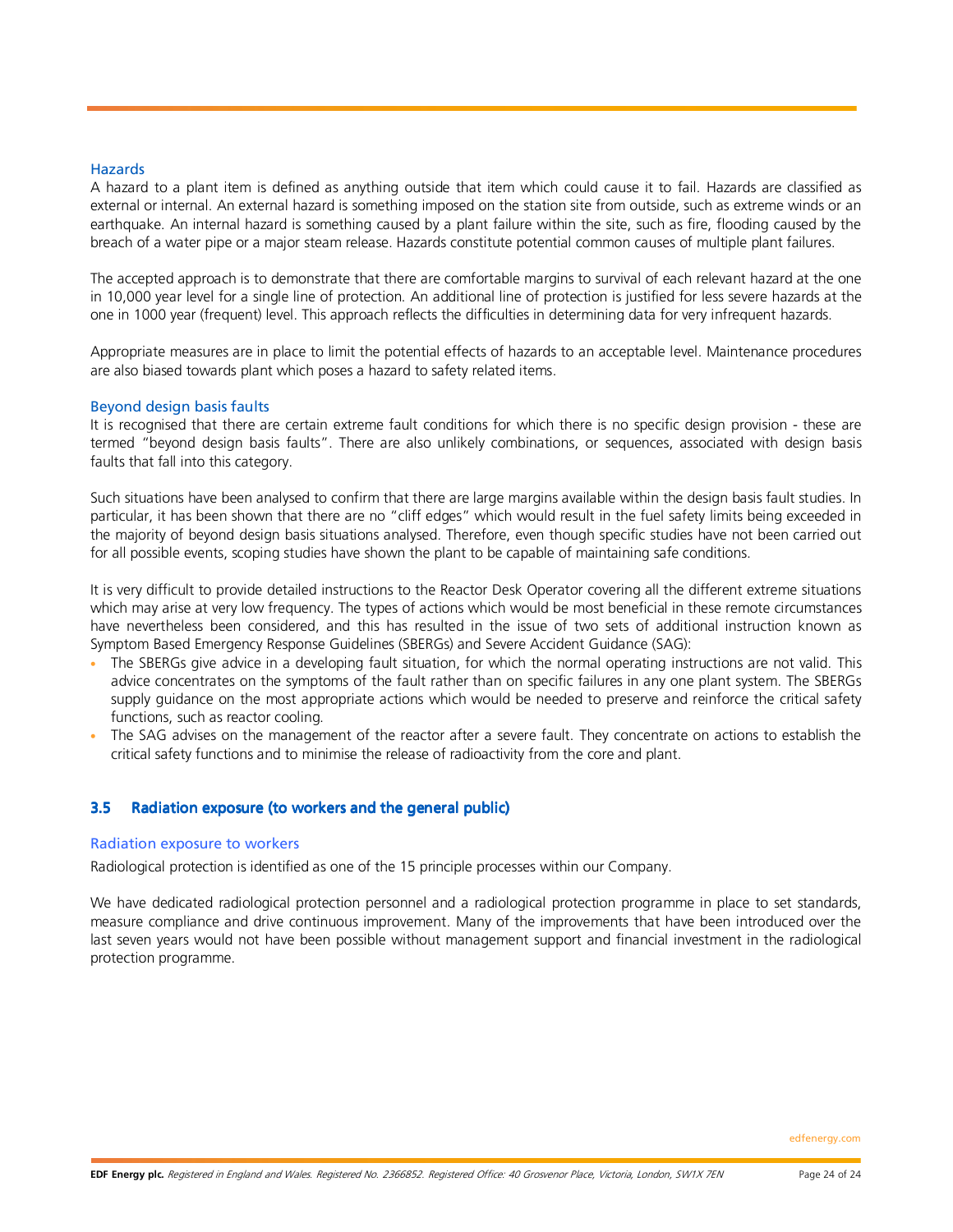### Hazards

A hazard to a plant item is defined as anything outside that item which could cause it to fail. Hazards are classified as external or internal. An external hazard is something imposed on the station site from outside, such as extreme winds or an earthquake. An internal hazard is something caused by a plant failure within the site, such as fire, flooding caused by the breach of a water pipe or a major steam release. Hazards constitute potential common causes of multiple plant failures.

The accepted approach is to demonstrate that there are comfortable margins to survival of each relevant hazard at the one in 10,000 year level for a single line of protection. An additional line of protection is justified for less severe hazards at the one in 1000 year (frequent) level. This approach reflects the difficulties in determining data for very infrequent hazards.

Appropriate measures are in place to limit the potential effects of hazards to an acceptable level. Maintenance procedures are also biased towards plant which poses a hazard to safety related items.

### Beyond design basis faults

It is recognised that there are certain extreme fault conditions for which there is no specific design provision - these are termed "beyond design basis faults". There are also unlikely combinations, or sequences, associated with design basis faults that fall into this category.

Such situations have been analysed to confirm that there are large margins available within the design basis fault studies. In particular, it has been shown that there are no "cliff edges" which would result in the fuel safety limits being exceeded in the majority of beyond design basis situations analysed. Therefore, even though specific studies have not been carried out for all possible events, scoping studies have shown the plant to be capable of maintaining safe conditions.

It is very difficult to provide detailed instructions to the Reactor Desk Operator covering all the different extreme situations which may arise at very low frequency. The types of actions which would be most beneficial in these remote circumstances have nevertheless been considered, and this has resulted in the issue of two sets of additional instruction known as Symptom Based Emergency Response Guidelines (SBERGs) and Severe Accident Guidance (SAG):

- The SBERGs give advice in a developing fault situation, for which the normal operating instructions are not valid. This advice concentrates on the symptoms of the fault rather than on specific failures in any one plant system. The SBERGs supply guidance on the most appropriate actions which would be needed to preserve and reinforce the critical safety functions, such as reactor cooling.
- The SAG advises on the management of the reactor after a severe fault. They concentrate on actions to establish the critical safety functions and to minimise the release of radioactivity from the core and plant.

## 3.5 Radiation exposure (to workers and the general public)

### Radiation exposure to workers

Radiological protection is identified as one of the 15 principle processes within our Company.

We have dedicated radiological protection personnel and a radiological protection programme in place to set standards, measure compliance and drive continuous improvement. Many of the improvements that have been introduced over the last seven years would not have been possible without management support and financial investment in the radiological protection programme.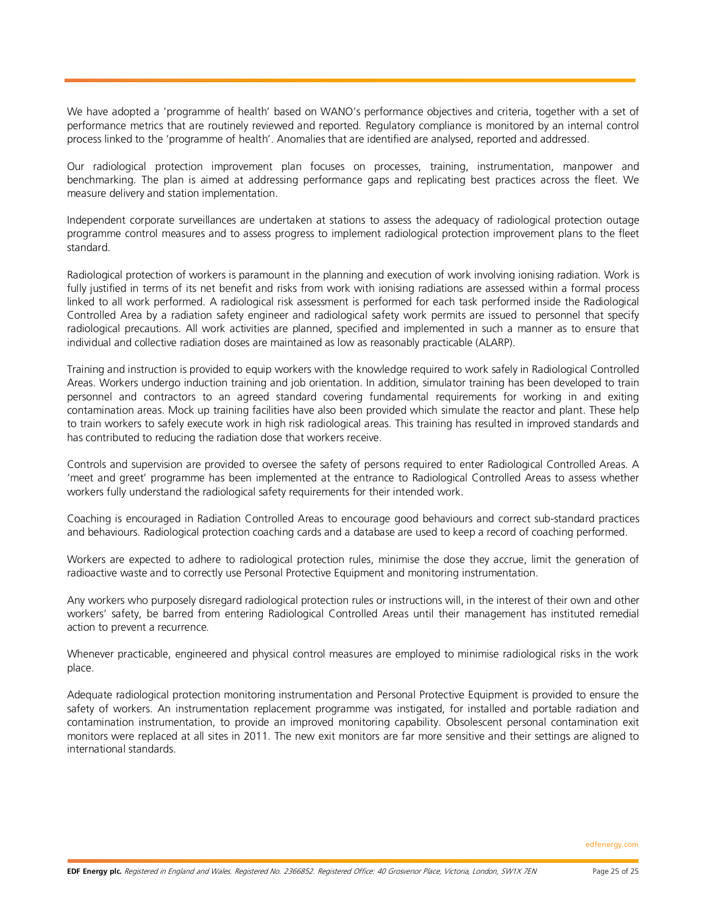We have adopted a 'programme of health' based on WANO's performance objectives and criteria, together with a set of performance metrics that are routinely reviewed and reported. Regulatory compliance is monitored by an internal control process linked to the 'programme of health'. Anomalies that are identified are analysed, reported and addressed.

Our radiological protection improvement plan focuses on processes, training, instrumentation, manpower and benchmarking. The plan is aimed at addressing performance gaps and replicating best practices across the fleet. We measure delivery and station implementation.

Independent corporate surveillances are undertaken at stations to assess the adequacy of radiological protection outage programme control measures and to assess progress to implement radiological protection improvement plans to the fleet standard.

Radiological protection of workers is paramount in the planning and execution of work involving ionising radiation. Work is fully justified in terms of its net benefit and risks from work with ionising radiations are assessed within a formal process linked to all work performed. A radiological risk assessment is performed for each task performed inside the Radiological Controlled Area by a radiation safety engineer and radiological safety work permits are issued to personnel that specify radiological precautions. All work activities are planned, specified and implemented in such a manner as to ensure that individual and collective radiation doses are maintained as low as reasonably practicable (ALARP).

Training and instruction is provided to equip workers with the knowledge required to work safely in Radiological Controlled Areas. Workers undergo induction training and job orientation. In addition, simulator training has been developed to train personnel and contractors to an agreed standard covering fundamental requirements for working in and exiting contamination areas. Mock up training facilities have also been provided which simulate the reactor and plant. These help to train workers to safely execute work in high risk radiological areas. This training has resulted in improved standards and has contributed to reducing the radiation dose that workers receive.

Controls and supervision are provided to oversee the safety of persons required to enter Radiological Controlled Areas. A 'meet and greet' programme has been implemented at the entrance to Radiological Controlled Areas to assess whether workers fully understand the radiological safety requirements for their intended work.

Coaching is encouraged in Radiation Controlled Areas to encourage good behaviours and correct sub-standard practices and behaviours. Radiological protection coaching cards and a database are used to keep a record of coaching performed.

Workers are expected to adhere to radiological protection rules, minimise the dose they accrue, limit the generation of radioactive waste and to correctly use Personal Protective Equipment and monitoring instrumentation.

Any workers who purposely disregard radiological protection rules or instructions will, in the interest of their own and other workers' safety, be barred from entering Radiological Controlled Areas until their management has instituted remedial action to prevent a recurrence.

Whenever practicable, engineered and physical control measures are employed to minimise radiological risks in the work place.

Adequate radiological protection monitoring instrumentation and Personal Protective Equipment is provided to ensure the safety of workers. An instrumentation replacement programme was instigated, for installed and portable radiation and contamination instrumentation, to provide an improved monitoring capability. Obsolescent personal contamination exit monitors were replaced at all sites in 2011. The new exit monitors are far more sensitive and their settings are aligned to international standards.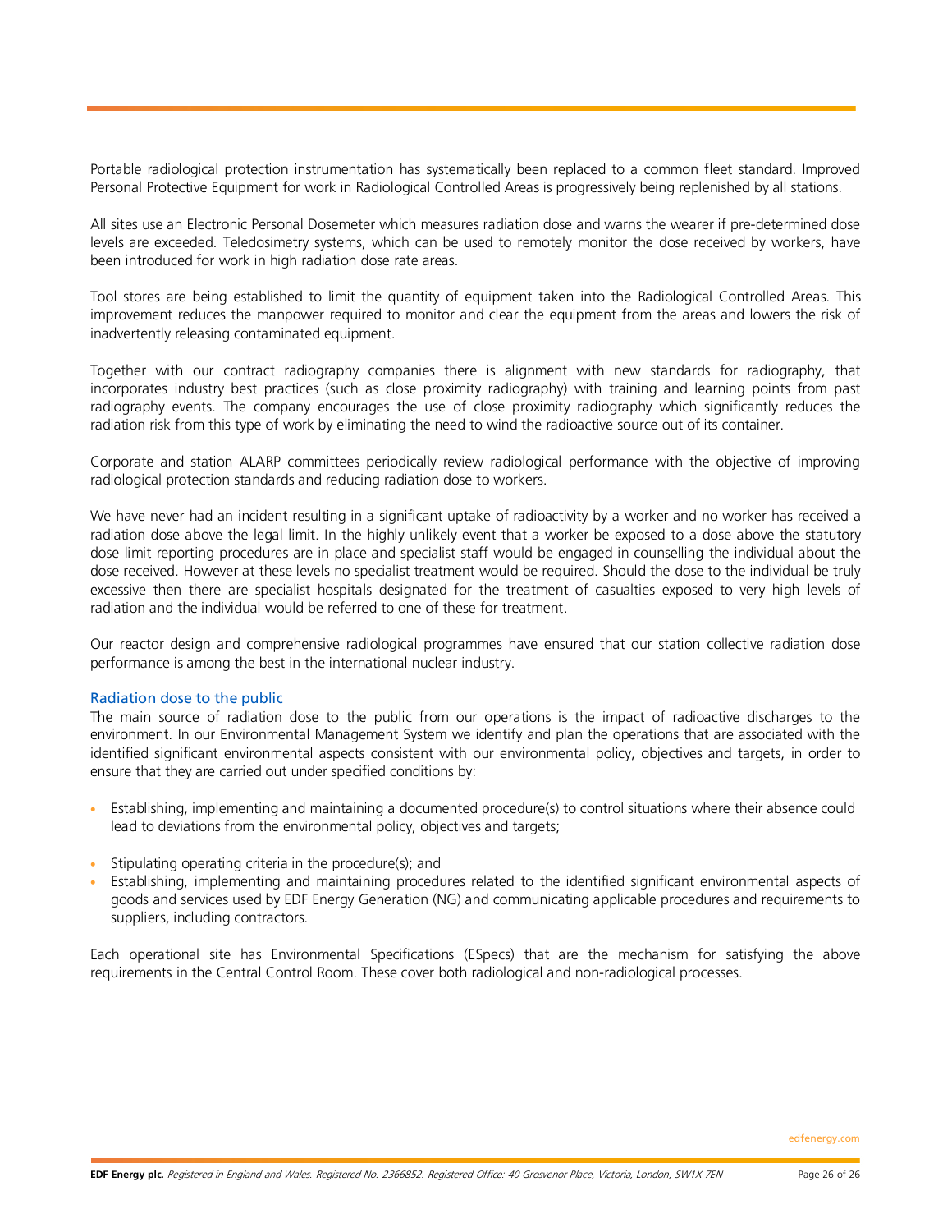Portable radiological protection instrumentation has systematically been replaced to a common fleet standard. Improved Personal Protective Equipment for work in Radiological Controlled Areas is progressively being replenished by all stations.

All sites use an Electronic Personal Dosemeter which measures radiation dose and warns the wearer if pre-determined dose levels are exceeded. Teledosimetry systems, which can be used to remotely monitor the dose received by workers, have been introduced for work in high radiation dose rate areas.

Tool stores are being established to limit the quantity of equipment taken into the Radiological Controlled Areas. This improvement reduces the manpower required to monitor and clear the equipment from the areas and lowers the risk of inadvertently releasing contaminated equipment.

Together with our contract radiography companies there is alignment with new standards for radiography, that incorporates industry best practices (such as close proximity radiography) with training and learning points from past radiography events. The company encourages the use of close proximity radiography which significantly reduces the radiation risk from this type of work by eliminating the need to wind the radioactive source out of its container.

Corporate and station ALARP committees periodically review radiological performance with the objective of improving radiological protection standards and reducing radiation dose to workers.

We have never had an incident resulting in a significant uptake of radioactivity by a worker and no worker has received a radiation dose above the legal limit. In the highly unlikely event that a worker be exposed to a dose above the statutory dose limit reporting procedures are in place and specialist staff would be engaged in counselling the individual about the dose received. However at these levels no specialist treatment would be required. Should the dose to the individual be truly excessive then there are specialist hospitals designated for the treatment of casualties exposed to very high levels of radiation and the individual would be referred to one of these for treatment.

Our reactor design and comprehensive radiological programmes have ensured that our station collective radiation dose performance is among the best in the international nuclear industry.

### Radiation dose to the public

The main source of radiation dose to the public from our operations is the impact of radioactive discharges to the environment. In our Environmental Management System we identify and plan the operations that are associated with the identified significant environmental aspects consistent with our environmental policy, objectives and targets, in order to ensure that they are carried out under specified conditions by:

- Establishing, implementing and maintaining a documented procedure(s) to control situations where their absence could lead to deviations from the environmental policy, objectives and targets;
- Stipulating operating criteria in the procedure(s); and
- Establishing, implementing and maintaining procedures related to the identified significant environmental aspects of goods and services used by EDF Energy Generation (NG) and communicating applicable procedures and requirements to suppliers, including contractors.

Each operational site has Environmental Specifications (ESpecs) that are the mechanism for satisfying the above requirements in the Central Control Room. These cover both radiological and non-radiological processes.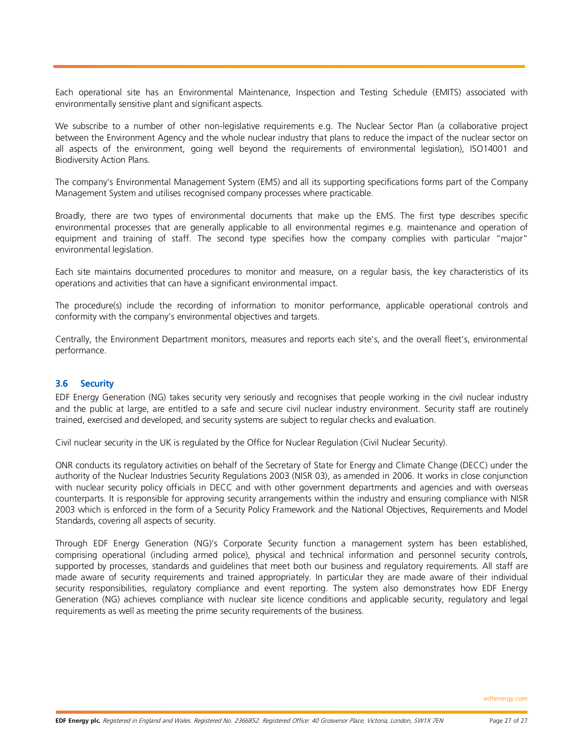Each operational site has an Environmental Maintenance, Inspection and Testing Schedule (EMITS) associated with environmentally sensitive plant and significant aspects.

We subscribe to a number of other non-legislative requirements e.g. The Nuclear Sector Plan (a collaborative project between the Environment Agency and the whole nuclear industry that plans to reduce the impact of the nuclear sector on all aspects of the environment, going well beyond the requirements of environmental legislation), ISO14001 and Biodiversity Action Plans.

The company's Environmental Management System (EMS) and all its supporting specifications forms part of the Company Management System and utilises recognised company processes where practicable.

Broadly, there are two types of environmental documents that make up the EMS. The first type describes specific environmental processes that are generally applicable to all environmental regimes e.g. maintenance and operation of equipment and training of staff. The second type specifies how the company complies with particular "major" environmental legislation.

Each site maintains documented procedures to monitor and measure, on a regular basis, the key characteristics of its operations and activities that can have a significant environmental impact.

The procedure(s) include the recording of information to monitor performance, applicable operational controls and conformity with the company's environmental objectives and targets.

Centrally, the Environment Department monitors, measures and reports each site's, and the overall fleet's, environmental performance.

### 3.6 Security

EDF Energy Generation (NG) takes security very seriously and recognises that people working in the civil nuclear industry and the public at large, are entitled to a safe and secure civil nuclear industry environment. Security staff are routinely trained, exercised and developed, and security systems are subject to regular checks and evaluation.

Civil nuclear security in the UK is regulated by the Office for Nuclear Regulation (Civil Nuclear Security).

ONR conducts its regulatory activities on behalf of the Secretary of State for Energy and Climate Change (DECC) under the authority of the Nuclear Industries Security Regulations 2003 (NISR 03), as amended in 2006. It works in close conjunction with nuclear security policy officials in DECC and with other government departments and agencies and with overseas counterparts. It is responsible for approving security arrangements within the industry and ensuring compliance with NISR 2003 which is enforced in the form of a Security Policy Framework and the National Objectives, Requirements and Model Standards, covering all aspects of security.

Through EDF Energy Generation (NG)'s Corporate Security function a management system has been established, comprising operational (including armed police), physical and technical information and personnel security controls, supported by processes, standards and guidelines that meet both our business and regulatory requirements. All staff are made aware of security requirements and trained appropriately. In particular they are made aware of their individual security responsibilities, regulatory compliance and event reporting. The system also demonstrates how EDF Energy Generation (NG) achieves compliance with nuclear site licence conditions and applicable security, regulatory and legal requirements as well as meeting the prime security requirements of the business.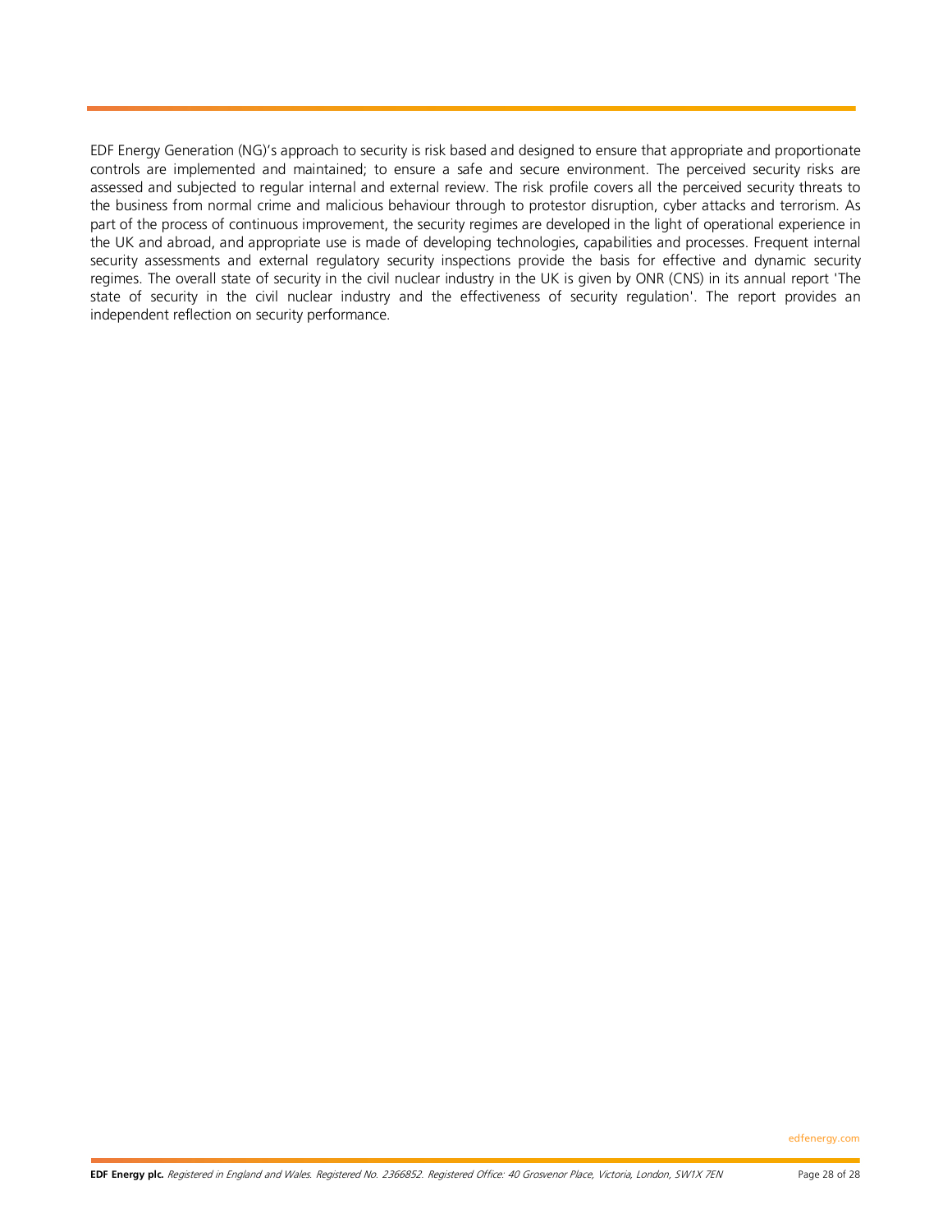EDF Energy Generation (NG)'s approach to security is risk based and designed to ensure that appropriate and proportionate controls are implemented and maintained; to ensure a safe and secure environment. The perceived security risks are assessed and subjected to regular internal and external review. The risk profile covers all the perceived security threats to the business from normal crime and malicious behaviour through to protestor disruption, cyber attacks and terrorism. As part of the process of continuous improvement, the security regimes are developed in the light of operational experience in the UK and abroad, and appropriate use is made of developing technologies, capabilities and processes. Frequent internal security assessments and external regulatory security inspections provide the basis for effective and dynamic security regimes. The overall state of security in the civil nuclear industry in the UK is given by ONR (CNS) in its annual report 'The state of security in the civil nuclear industry and the effectiveness of security regulation'. The report provides an independent reflection on security performance.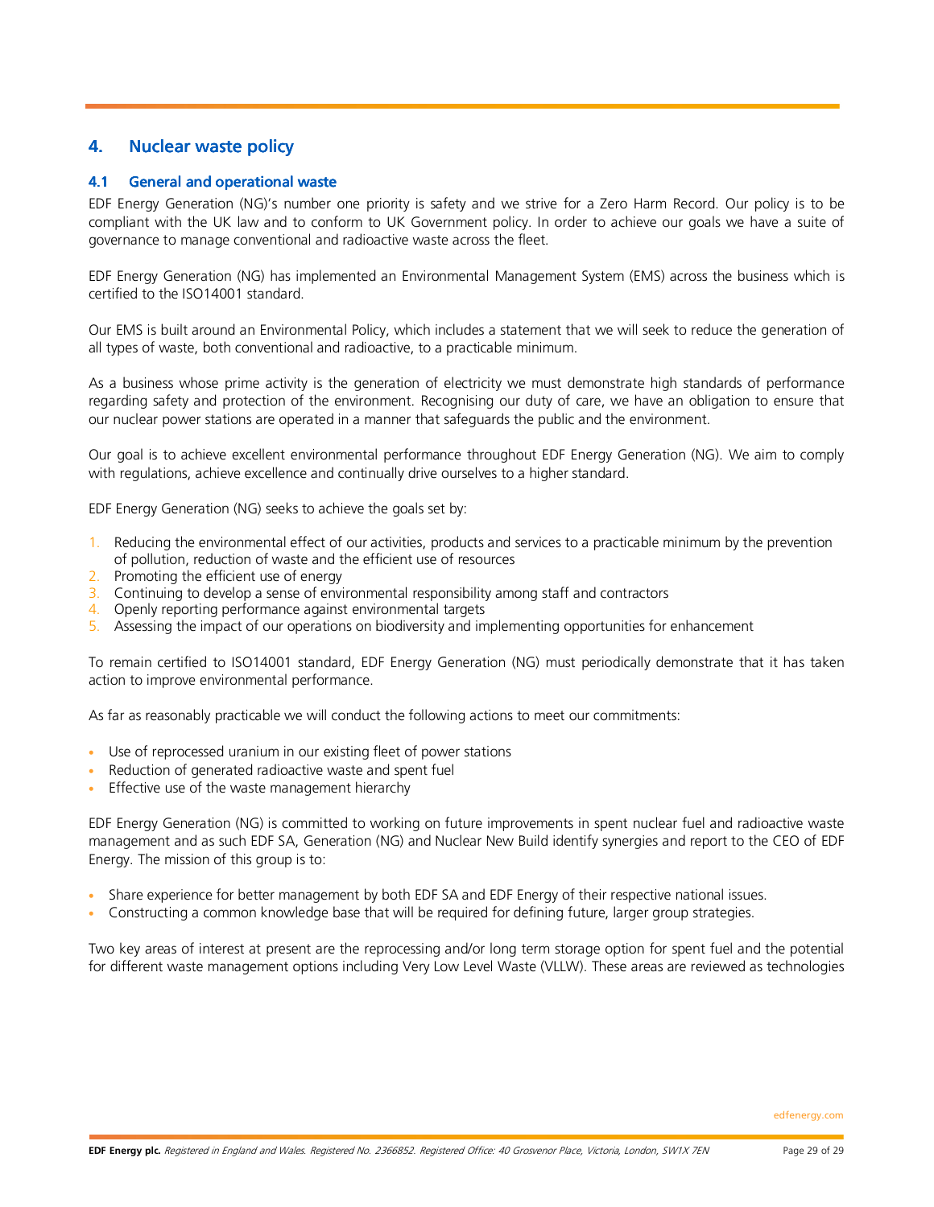## 4. Nuclear waste policy

### 4.1 General and operational waste

EDF Energy Generation (NG)'s number one priority is safety and we strive for a Zero Harm Record. Our policy is to be compliant with the UK law and to conform to UK Government policy. In order to achieve our goals we have a suite of governance to manage conventional and radioactive waste across the fleet.

EDF Energy Generation (NG) has implemented an Environmental Management System (EMS) across the business which is certified to the ISO14001 standard.

Our EMS is built around an Environmental Policy, which includes a statement that we will seek to reduce the generation of all types of waste, both conventional and radioactive, to a practicable minimum.

As a business whose prime activity is the generation of electricity we must demonstrate high standards of performance regarding safety and protection of the environment. Recognising our duty of care, we have an obligation to ensure that our nuclear power stations are operated in a manner that safeguards the public and the environment.

Our goal is to achieve excellent environmental performance throughout EDF Energy Generation (NG). We aim to comply with regulations, achieve excellence and continually drive ourselves to a higher standard.

EDF Energy Generation (NG) seeks to achieve the goals set by:

1. Reducing the environmental effect of our activities, products and services to a practicable minimum by the prevention of pollution, reduction of waste and the efficient use of resources
2. Promoting the efficient use of energy
3. Continuing to develop a sense of environmental responsibility among staff and contractors
4. Openly reporting performance against environmental targets
5. Assessing the impact of our operations on biodiversity and implementing opportunities for enhancement

To remain certified to ISO14001 standard, EDF Energy Generation (NG) must periodically demonstrate that it has taken action to improve environmental performance.

As far as reasonably practicable we will conduct the following actions to meet our commitments:

- Use of reprocessed uranium in our existing fleet of power stations
- Reduction of generated radioactive waste and spent fuel
- Effective use of the waste management hierarchy

EDF Energy Generation (NG) is committed to working on future improvements in spent nuclear fuel and radioactive waste management and as such EDF SA, Generation (NG) and Nuclear New Build identify synergies and report to the CEO of EDF Energy. The mission of this group is to:

- Share experience for better management by both EDF SA and EDF Energy of their respective national issues.
- Constructing a common knowledge base that will be required for defining future, larger group strategies.

Two key areas of interest at present are the reprocessing and/or long term storage option for spent fuel and the potential for different waste management options including Very Low Level Waste (VLLW). These areas are reviewed as technologies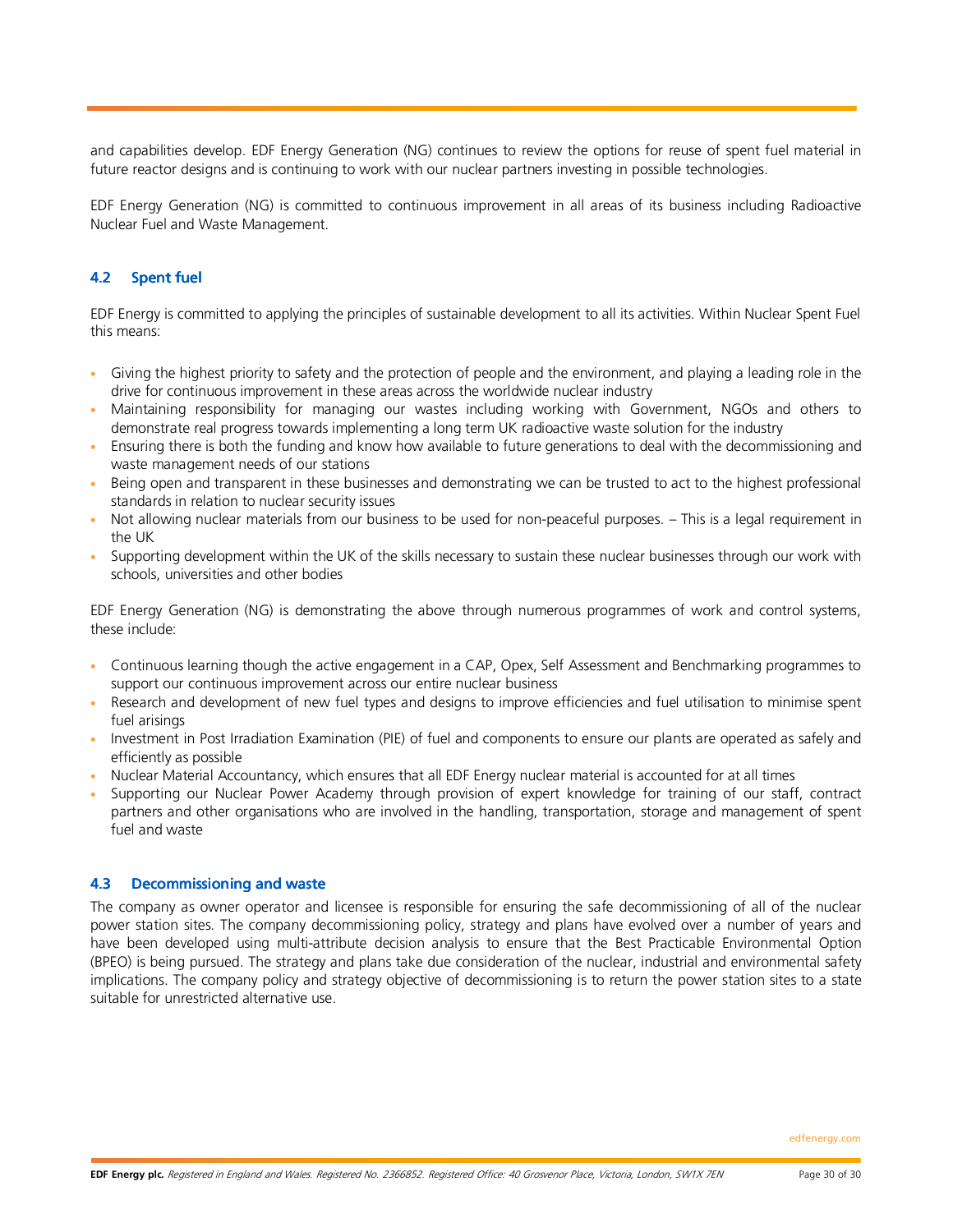and capabilities develop. EDF Energy Generation (NG) continues to review the options for reuse of spent fuel material in future reactor designs and is continuing to work with our nuclear partners investing in possible technologies.

EDF Energy Generation (NG) is committed to continuous improvement in all areas of its business including Radioactive Nuclear Fuel and Waste Management.

### 4.2 Spent fuel

EDF Energy is committed to applying the principles of sustainable development to all its activities. Within Nuclear Spent Fuel this means:

- Giving the highest priority to safety and the protection of people and the environment, and playing a leading role in the drive for continuous improvement in these areas across the worldwide nuclear industry
- Maintaining responsibility for managing our wastes including working with Government, NGOs and others to demonstrate real progress towards implementing a long term UK radioactive waste solution for the industry
- Ensuring there is both the funding and know how available to future generations to deal with the decommissioning and waste management needs of our stations
- Being open and transparent in these businesses and demonstrating we can be trusted to act to the highest professional standards in relation to nuclear security issues
- Not allowing nuclear materials from our business to be used for non-peaceful purposes. – This is a legal requirement in the UK
- Supporting development within the UK of the skills necessary to sustain these nuclear businesses through our work with schools, universities and other bodies

EDF Energy Generation (NG) is demonstrating the above through numerous programmes of work and control systems, these include:

- Continuous learning though the active engagement in a CAP, Opex, Self Assessment and Benchmarking programmes to support our continuous improvement across our entire nuclear business
- Research and development of new fuel types and designs to improve efficiencies and fuel utilisation to minimise spent fuel arisings
- Investment in Post Irradiation Examination (PIE) of fuel and components to ensure our plants are operated as safely and efficiently as possible
- Nuclear Material Accountancy, which ensures that all EDF Energy nuclear material is accounted for at all times
- Supporting our Nuclear Power Academy through provision of expert knowledge for training of our staff, contract partners and other organisations who are involved in the handling, transportation, storage and management of spent fuel and waste

### 4.3 Decommissioning and waste

The company as owner operator and licensee is responsible for ensuring the safe decommissioning of all of the nuclear power station sites. The company decommissioning policy, strategy and plans have evolved over a number of years and have been developed using multi-attribute decision analysis to ensure that the Best Practicable Environmental Option (BPEO) is being pursued. The strategy and plans take due consideration of the nuclear, industrial and environmental safety implications. The company policy and strategy objective of decommissioning is to return the power station sites to a state suitable for unrestricted alternative use.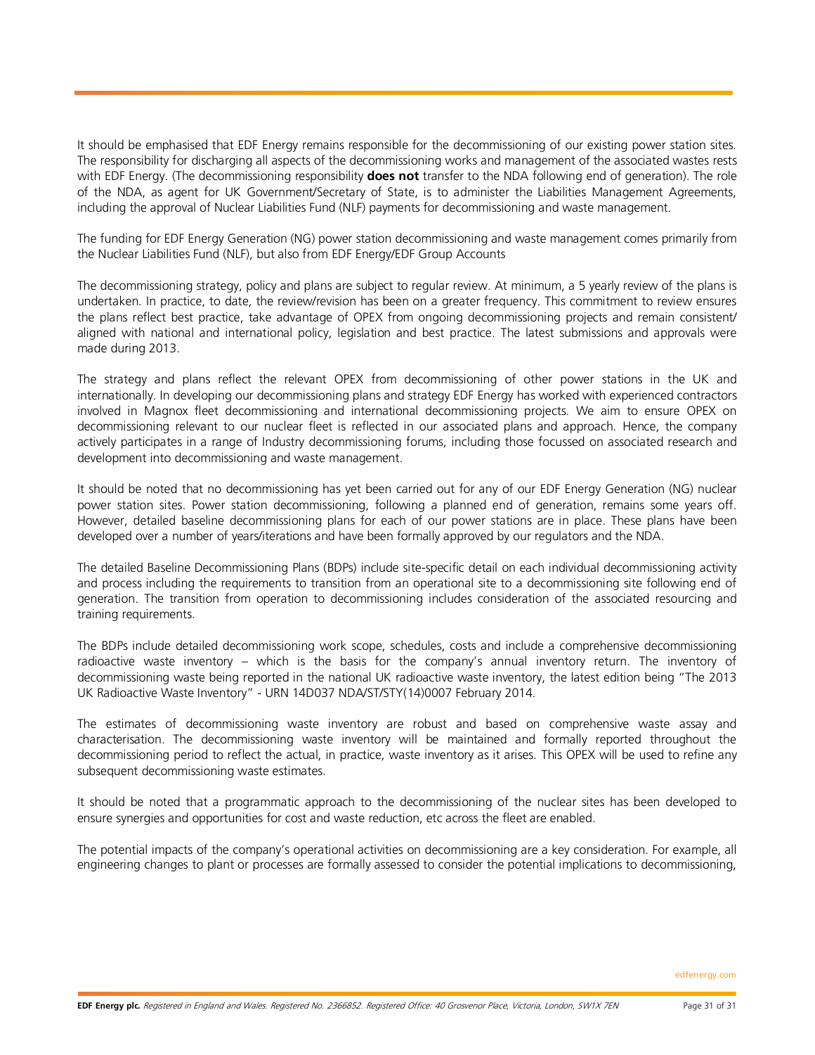It should be emphasised that EDF Energy remains responsible for the decommissioning of our existing power station sites. The responsibility for discharging all aspects of the decommissioning works and management of the associated wastes rests with EDF Energy. (The decommissioning responsibility **does not** transfer to the NDA following end of generation). The role of the NDA, as agent for UK Government/Secretary of State, is to administer the Liabilities Management Agreements, including the approval of Nuclear Liabilities Fund (NLF) payments for decommissioning and waste management.

The funding for EDF Energy Generation (NG) power station decommissioning and waste management comes primarily from the Nuclear Liabilities Fund (NLF), but also from EDF Energy/EDF Group Accounts

The decommissioning strategy, policy and plans are subject to regular review. At minimum, a 5 yearly review of the plans is undertaken. In practice, to date, the review/revision has been on a greater frequency. This commitment to review ensures the plans reflect best practice, take advantage of OPEX from ongoing decommissioning projects and remain consistent/ aligned with national and international policy, legislation and best practice. The latest submissions and approvals were made during 2013.

The strategy and plans reflect the relevant OPEX from decommissioning of other power stations in the UK and internationally. In developing our decommissioning plans and strategy EDF Energy has worked with experienced contractors involved in Magnox fleet decommissioning and international decommissioning projects. We aim to ensure OPEX on decommissioning relevant to our nuclear fleet is reflected in our associated plans and approach. Hence, the company actively participates in a range of Industry decommissioning forums, including those focussed on associated research and development into decommissioning and waste management.

It should be noted that no decommissioning has yet been carried out for any of our EDF Energy Generation (NG) nuclear power station sites. Power station decommissioning, following a planned end of generation, remains some years off. However, detailed baseline decommissioning plans for each of our power stations are in place. These plans have been developed over a number of years/iterations and have been formally approved by our regulators and the NDA.

The detailed Baseline Decommissioning Plans (BDPs) include site-specific detail on each individual decommissioning activity and process including the requirements to transition from an operational site to a decommissioning site following end of generation. The transition from operation to decommissioning includes consideration of the associated resourcing and training requirements.

The BDPs include detailed decommissioning work scope, schedules, costs and include a comprehensive decommissioning radioactive waste inventory – which is the basis for the company's annual inventory return. The inventory of decommissioning waste being reported in the national UK radioactive waste inventory, the latest edition being "The 2013 UK Radioactive Waste Inventory" - URN 14D037 NDA/ST/STY(14)0007 February 2014.

The estimates of decommissioning waste inventory are robust and based on comprehensive waste assay and characterisation. The decommissioning waste inventory will be maintained and formally reported throughout the decommissioning period to reflect the actual, in practice, waste inventory as it arises. This OPEX will be used to refine any subsequent decommissioning waste estimates.

It should be noted that a programmatic approach to the decommissioning of the nuclear sites has been developed to ensure synergies and opportunities for cost and waste reduction, etc across the fleet are enabled.

The potential impacts of the company's operational activities on decommissioning are a key consideration. For example, all engineering changes to plant or processes are formally assessed to consider the potential implications to decommissioning,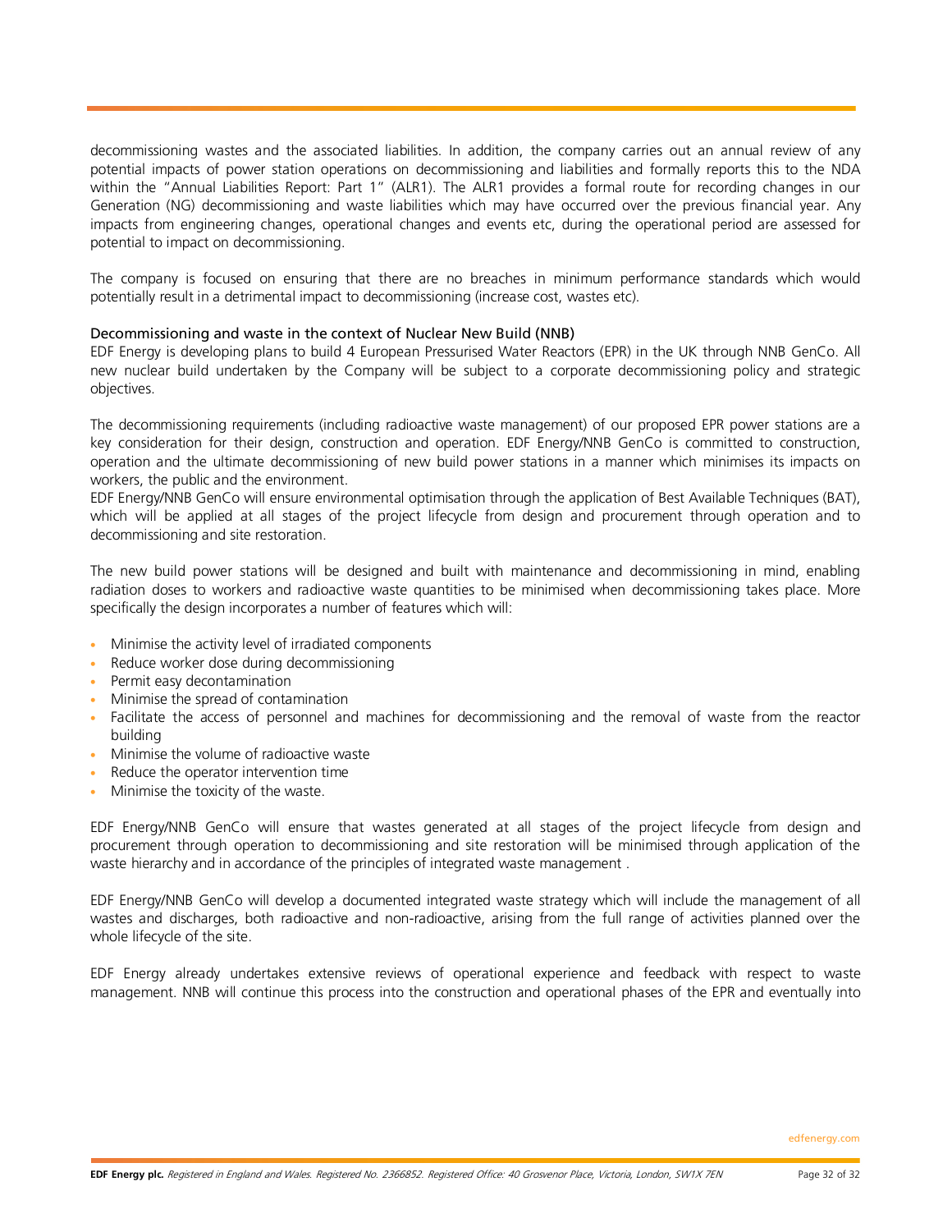decommissioning wastes and the associated liabilities. In addition, the company carries out an annual review of any potential impacts of power station operations on decommissioning and liabilities and formally reports this to the NDA within the "Annual Liabilities Report: Part 1" (ALR1). The ALR1 provides a formal route for recording changes in our Generation (NG) decommissioning and waste liabilities which may have occurred over the previous financial year. Any impacts from engineering changes, operational changes and events etc, during the operational period are assessed for potential to impact on decommissioning.

The company is focused on ensuring that there are no breaches in minimum performance standards which would potentially result in a detrimental impact to decommissioning (increase cost, wastes etc).

### Decommissioning and waste in the context of Nuclear New Build (NNB)

EDF Energy is developing plans to build 4 European Pressurised Water Reactors (EPR) in the UK through NNB GenCo. All new nuclear build undertaken by the Company will be subject to a corporate decommissioning policy and strategic objectives.

The decommissioning requirements (including radioactive waste management) of our proposed EPR power stations are a key consideration for their design, construction and operation. EDF Energy/NNB GenCo is committed to construction, operation and the ultimate decommissioning of new build power stations in a manner which minimises its impacts on workers, the public and the environment.

EDF Energy/NNB GenCo will ensure environmental optimisation through the application of Best Available Techniques (BAT), which will be applied at all stages of the project lifecycle from design and procurement through operation and to decommissioning and site restoration.

The new build power stations will be designed and built with maintenance and decommissioning in mind, enabling radiation doses to workers and radioactive waste quantities to be minimised when decommissioning takes place. More specifically the design incorporates a number of features which will:

- Minimise the activity level of irradiated components
- Reduce worker dose during decommissioning
- Permit easy decontamination
- Minimise the spread of contamination
- Facilitate the access of personnel and machines for decommissioning and the removal of waste from the reactor building
- Minimise the volume of radioactive waste
- Reduce the operator intervention time
- Minimise the toxicity of the waste.

EDF Energy/NNB GenCo will ensure that wastes generated at all stages of the project lifecycle from design and procurement through operation to decommissioning and site restoration will be minimised through application of the waste hierarchy and in accordance of the principles of integrated waste management .

EDF Energy/NNB GenCo will develop a documented integrated waste strategy which will include the management of all wastes and discharges, both radioactive and non-radioactive, arising from the full range of activities planned over the whole lifecycle of the site.

EDF Energy already undertakes extensive reviews of operational experience and feedback with respect to waste management. NNB will continue this process into the construction and operational phases of the EPR and eventually into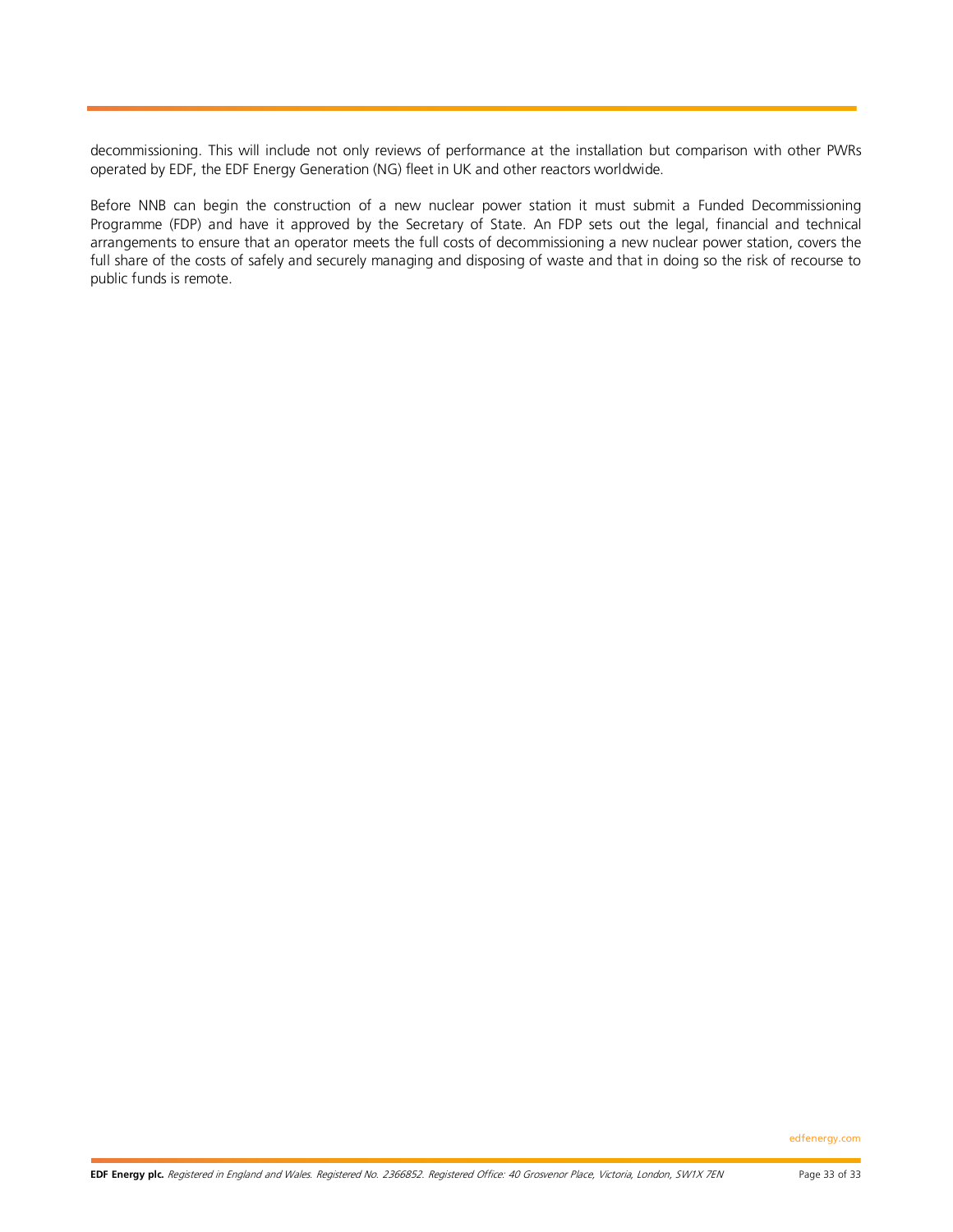decommissioning. This will include not only reviews of performance at the installation but comparison with other PWRs operated by EDF, the EDF Energy Generation (NG) fleet in UK and other reactors worldwide.

Before NNB can begin the construction of a new nuclear power station it must submit a Funded Decommissioning Programme (FDP) and have it approved by the Secretary of State. An FDP sets out the legal, financial and technical arrangements to ensure that an operator meets the full costs of decommissioning a new nuclear power station, covers the full share of the costs of safely and securely managing and disposing of waste and that in doing so the risk of recourse to public funds is remote.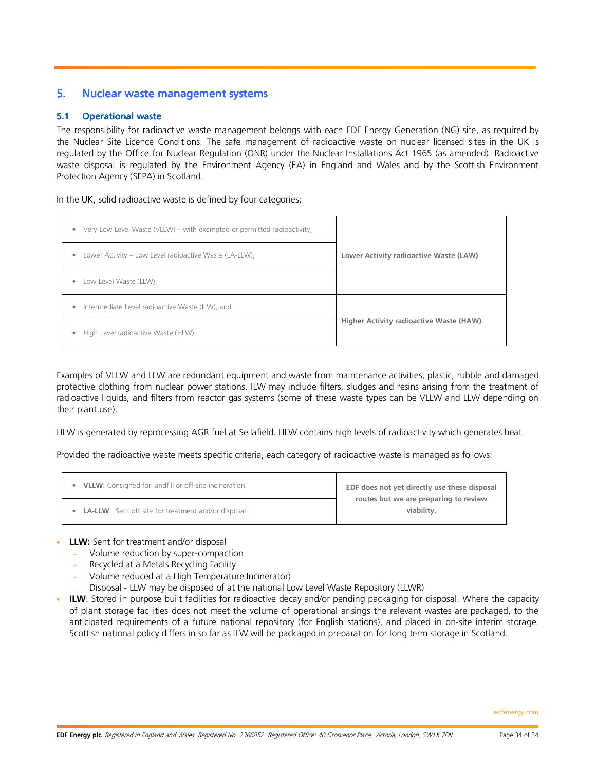## 5. Nuclear waste management systems

### 5.1 Operational waste

The responsibility for radioactive waste management belongs with each EDF Energy Generation (NG) site, as required by the Nuclear Site Licence Conditions. The safe management of radioactive waste on nuclear licensed sites in the UK is regulated by the Office for Nuclear Regulation (ONR) under the Nuclear Installations Act 1965 (as amended). Radioactive waste disposal is regulated by the Environment Agency (EA) in England and Wales and by the Scottish Environment Protection Agency (SEPA) in Scotland.

In the UK, solid radioactive waste is defined by four categories:

| Category | Group |
|---|---|
| • Very Low Level Waste (VLLW) – with exempted or permitted radioactivity, | **Lower Activity radioactive Waste (LAW)** |
| • Lower Activity – Low Level radioactive Waste (LA-LLW), | |
| • Low Level Waste (LLW), | |
| • Intermediate Level radioactive Waste (ILW), and | **Higher Activity radioactive Waste (HAW)** |
| • High Level radioactive Waste (HLW). | |

Examples of VLLW and LLW are redundant equipment and waste from maintenance activities, plastic, rubble and damaged protective clothing from nuclear power stations. ILW may include filters, sludges and resins arising from the treatment of radioactive liquids, and filters from reactor gas systems (some of these waste types can be VLLW and LLW depending on their plant use).

HLW is generated by reprocessing AGR fuel at Sellafield. HLW contains high levels of radioactivity which generates heat.

Provided the radioactive waste meets specific criteria, each category of radioactive waste is managed as follows:

| Waste | Note |
|---|---|
| • **VLLW**: Consigned for landfill or off-site incineration. | **EDF does not yet directly use these disposal routes but we are preparing to review viability.** |
| • **LA-LLW**: Sent off site for treatment and/or disposal. | |

- **LLW:** Sent for treatment and/or disposal
  - Volume reduction by super-compaction
  - Recycled at a Metals Recycling Facility
  - Volume reduced at a High Temperature Incinerator)
  - Disposal - LLW may be disposed of at the national Low Level Waste Repository (LLWR)
- **ILW**: Stored in purpose built facilities for radioactive decay and/or pending packaging for disposal. Where the capacity of plant storage facilities does not meet the volume of operational arisings the relevant wastes are packaged, to the anticipated requirements of a future national repository (for English stations), and placed in on-site interim storage. Scottish national policy differs in so far as ILW will be packaged in preparation for long term storage in Scotland.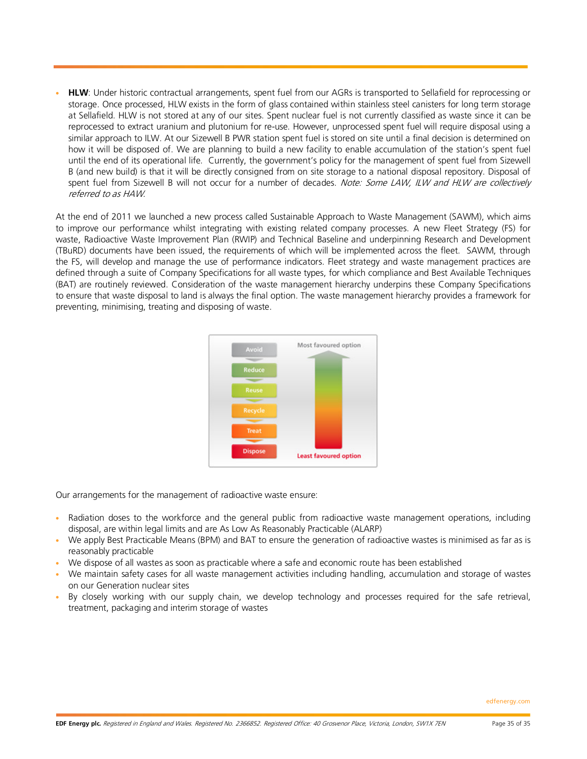- **HLW**: Under historic contractual arrangements, spent fuel from our AGRs is transported to Sellafield for reprocessing or storage. Once processed, HLW exists in the form of glass contained within stainless steel canisters for long term storage at Sellafield. HLW is not stored at any of our sites. Spent nuclear fuel is not currently classified as waste since it can be reprocessed to extract uranium and plutonium for re-use. However, unprocessed spent fuel will require disposal using a similar approach to ILW. At our Sizewell B PWR station spent fuel is stored on site until a final decision is determined on how it will be disposed of. We are planning to build a new facility to enable accumulation of the station's spent fuel until the end of its operational life. Currently, the government's policy for the management of spent fuel from Sizewell B (and new build) is that it will be directly consigned from on site storage to a national disposal repository. Disposal of spent fuel from Sizewell B will not occur for a number of decades. *Note: Some LAW, ILW and HLW are collectively referred to as HAW.*

At the end of 2011 we launched a new process called Sustainable Approach to Waste Management (SAWM), which aims to improve our performance whilst integrating with existing related company processes. A new Fleet Strategy (FS) for waste, Radioactive Waste Improvement Plan (RWIP) and Technical Baseline and underpinning Research and Development (TBuRD) documents have been issued, the requirements of which will be implemented across the fleet. SAWM, through the FS, will develop and manage the use of performance indicators. Fleet strategy and waste management practices are defined through a suite of Company Specifications for all waste types, for which compliance and Best Available Techniques (BAT) are routinely reviewed. Consideration of the waste management hierarchy underpins these Company Specifications to ensure that waste disposal to land is always the final option. The waste management hierarchy provides a framework for preventing, minimising, treating and disposing of waste.

Avoid → Reduce → Reuse → Recycle → Treat → Dispose

Most favoured option

Least favoured option

Our arrangements for the management of radioactive waste ensure:

- Radiation doses to the workforce and the general public from radioactive waste management operations, including disposal, are within legal limits and are As Low As Reasonably Practicable (ALARP)
- We apply Best Practicable Means (BPM) and BAT to ensure the generation of radioactive wastes is minimised as far as is reasonably practicable
- We dispose of all wastes as soon as practicable where a safe and economic route has been established
- We maintain safety cases for all waste management activities including handling, accumulation and storage of wastes on our Generation nuclear sites
- By closely working with our supply chain, we develop technology and processes required for the safe retrieval, treatment, packaging and interim storage of wastes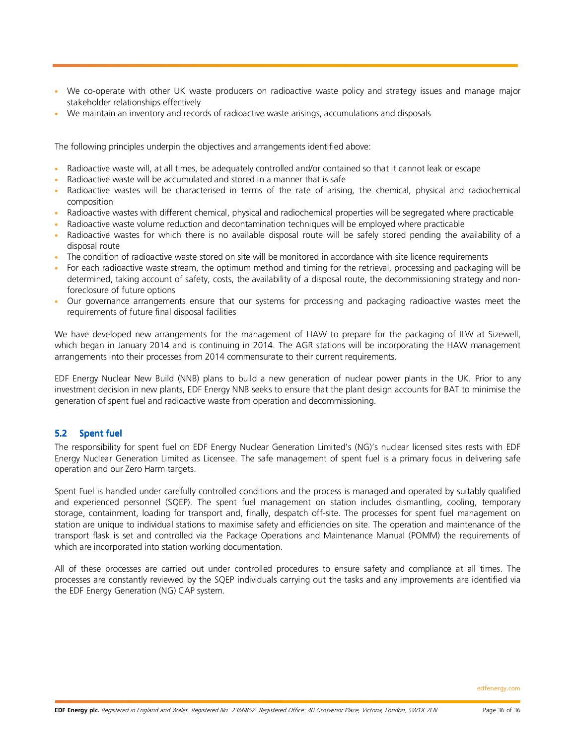- We co-operate with other UK waste producers on radioactive waste policy and strategy issues and manage major stakeholder relationships effectively
- We maintain an inventory and records of radioactive waste arisings, accumulations and disposals

The following principles underpin the objectives and arrangements identified above:

- Radioactive waste will, at all times, be adequately controlled and/or contained so that it cannot leak or escape
- Radioactive waste will be accumulated and stored in a manner that is safe
- Radioactive wastes will be characterised in terms of the rate of arising, the chemical, physical and radiochemical composition
- Radioactive wastes with different chemical, physical and radiochemical properties will be segregated where practicable
- Radioactive waste volume reduction and decontamination techniques will be employed where practicable
- Radioactive wastes for which there is no available disposal route will be safely stored pending the availability of a disposal route
- The condition of radioactive waste stored on site will be monitored in accordance with site licence requirements
- For each radioactive waste stream, the optimum method and timing for the retrieval, processing and packaging will be determined, taking account of safety, costs, the availability of a disposal route, the decommissioning strategy and non-foreclosure of future options
- Our governance arrangements ensure that our systems for processing and packaging radioactive wastes meet the requirements of future final disposal facilities

We have developed new arrangements for the management of HAW to prepare for the packaging of ILW at Sizewell, which began in January 2014 and is continuing in 2014. The AGR stations will be incorporating the HAW management arrangements into their processes from 2014 commensurate to their current requirements.

EDF Energy Nuclear New Build (NNB) plans to build a new generation of nuclear power plants in the UK. Prior to any investment decision in new plants, EDF Energy NNB seeks to ensure that the plant design accounts for BAT to minimise the generation of spent fuel and radioactive waste from operation and decommissioning.

## 5.2 Spent fuel

The responsibility for spent fuel on EDF Energy Nuclear Generation Limited's (NG)'s nuclear licensed sites rests with EDF Energy Nuclear Generation Limited as Licensee. The safe management of spent fuel is a primary focus in delivering safe operation and our Zero Harm targets.

Spent Fuel is handled under carefully controlled conditions and the process is managed and operated by suitably qualified and experienced personnel (SQEP). The spent fuel management on station includes dismantling, cooling, temporary storage, containment, loading for transport and, finally, despatch off-site. The processes for spent fuel management on station are unique to individual stations to maximise safety and efficiencies on site. The operation and maintenance of the transport flask is set and controlled via the Package Operations and Maintenance Manual (POMM) the requirements of which are incorporated into station working documentation.

All of these processes are carried out under controlled procedures to ensure safety and compliance at all times. The processes are constantly reviewed by the SQEP individuals carrying out the tasks and any improvements are identified via the EDF Energy Generation (NG) CAP system.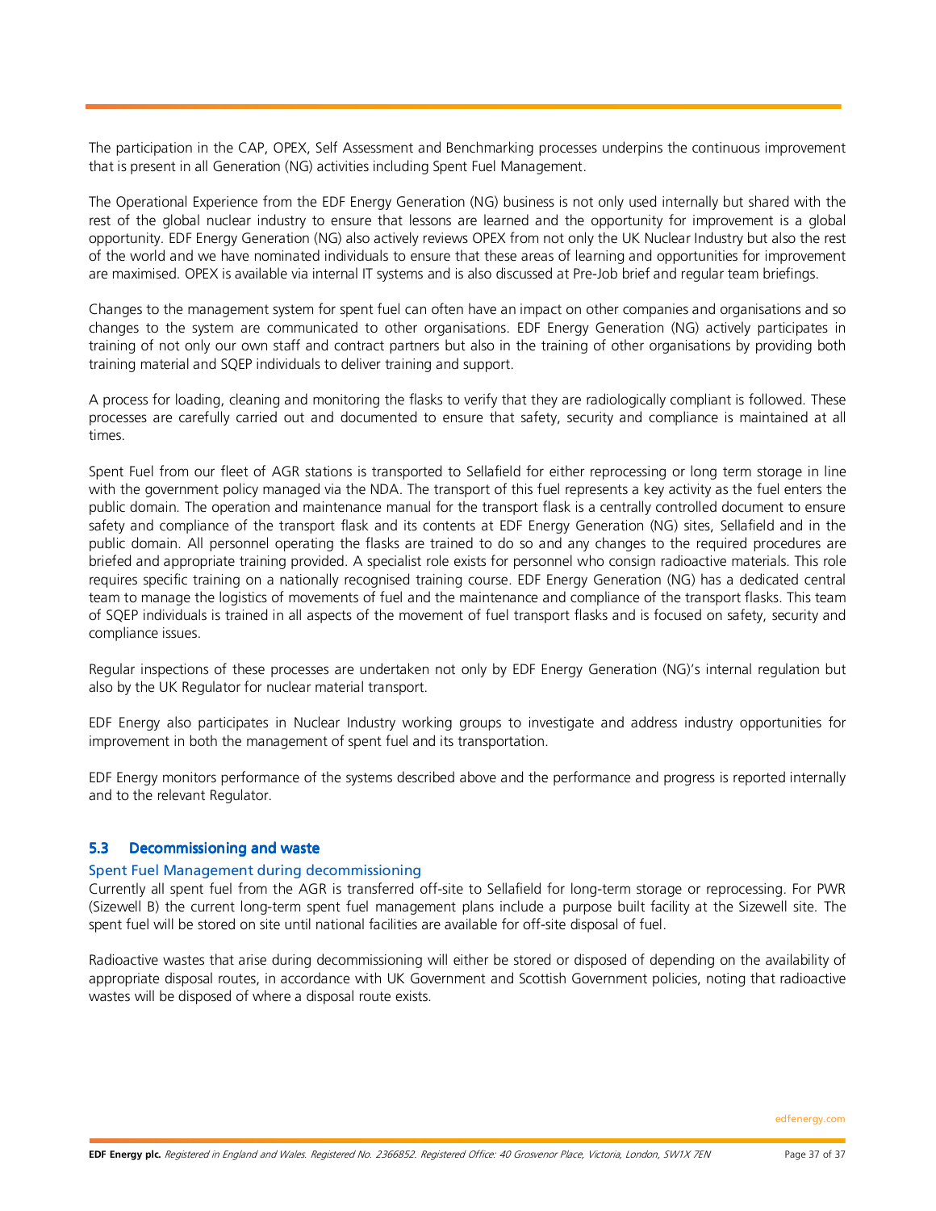The participation in the CAP, OPEX, Self Assessment and Benchmarking processes underpins the continuous improvement that is present in all Generation (NG) activities including Spent Fuel Management.

The Operational Experience from the EDF Energy Generation (NG) business is not only used internally but shared with the rest of the global nuclear industry to ensure that lessons are learned and the opportunity for improvement is a global opportunity. EDF Energy Generation (NG) also actively reviews OPEX from not only the UK Nuclear Industry but also the rest of the world and we have nominated individuals to ensure that these areas of learning and opportunities for improvement are maximised. OPEX is available via internal IT systems and is also discussed at Pre-Job brief and regular team briefings.

Changes to the management system for spent fuel can often have an impact on other companies and organisations and so changes to the system are communicated to other organisations. EDF Energy Generation (NG) actively participates in training of not only our own staff and contract partners but also in the training of other organisations by providing both training material and SQEP individuals to deliver training and support.

A process for loading, cleaning and monitoring the flasks to verify that they are radiologically compliant is followed. These processes are carefully carried out and documented to ensure that safety, security and compliance is maintained at all times.

Spent Fuel from our fleet of AGR stations is transported to Sellafield for either reprocessing or long term storage in line with the government policy managed via the NDA. The transport of this fuel represents a key activity as the fuel enters the public domain. The operation and maintenance manual for the transport flask is a centrally controlled document to ensure safety and compliance of the transport flask and its contents at EDF Energy Generation (NG) sites, Sellafield and in the public domain. All personnel operating the flasks are trained to do so and any changes to the required procedures are briefed and appropriate training provided. A specialist role exists for personnel who consign radioactive materials. This role requires specific training on a nationally recognised training course. EDF Energy Generation (NG) has a dedicated central team to manage the logistics of movements of fuel and the maintenance and compliance of the transport flasks. This team of SQEP individuals is trained in all aspects of the movement of fuel transport flasks and is focused on safety, security and compliance issues.

Regular inspections of these processes are undertaken not only by EDF Energy Generation (NG)'s internal regulation but also by the UK Regulator for nuclear material transport.

EDF Energy also participates in Nuclear Industry working groups to investigate and address industry opportunities for improvement in both the management of spent fuel and its transportation.

EDF Energy monitors performance of the systems described above and the performance and progress is reported internally and to the relevant Regulator.

## 5.3 Decommissioning and waste

### Spent Fuel Management during decommissioning

Currently all spent fuel from the AGR is transferred off-site to Sellafield for long-term storage or reprocessing. For PWR (Sizewell B) the current long-term spent fuel management plans include a purpose built facility at the Sizewell site. The spent fuel will be stored on site until national facilities are available for off-site disposal of fuel.

Radioactive wastes that arise during decommissioning will either be stored or disposed of depending on the availability of appropriate disposal routes, in accordance with UK Government and Scottish Government policies, noting that radioactive wastes will be disposed of where a disposal route exists.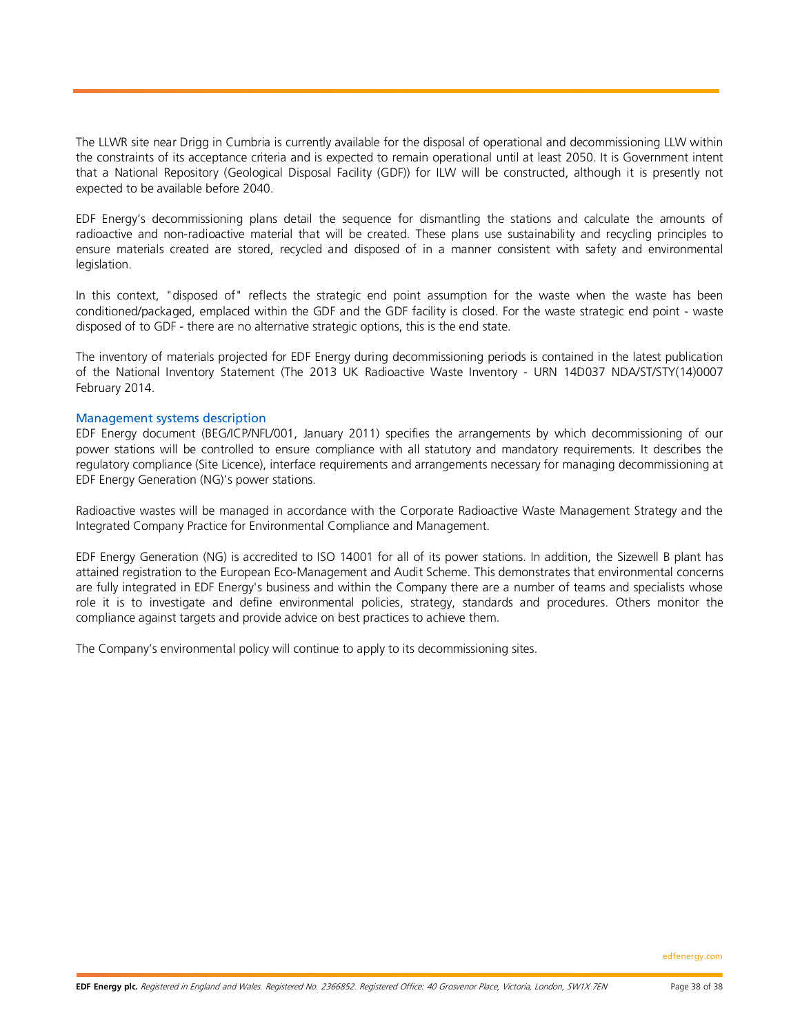The LLWR site near Drigg in Cumbria is currently available for the disposal of operational and decommissioning LLW within the constraints of its acceptance criteria and is expected to remain operational until at least 2050. It is Government intent that a National Repository (Geological Disposal Facility (GDF)) for ILW will be constructed, although it is presently not expected to be available before 2040.

EDF Energy's decommissioning plans detail the sequence for dismantling the stations and calculate the amounts of radioactive and non-radioactive material that will be created. These plans use sustainability and recycling principles to ensure materials created are stored, recycled and disposed of in a manner consistent with safety and environmental legislation.

In this context, "disposed of" reflects the strategic end point assumption for the waste when the waste has been conditioned/packaged, emplaced within the GDF and the GDF facility is closed. For the waste strategic end point - waste disposed of to GDF - there are no alternative strategic options, this is the end state.

The inventory of materials projected for EDF Energy during decommissioning periods is contained in the latest publication of the National Inventory Statement (The 2013 UK Radioactive Waste Inventory - URN 14D037 NDA/ST/STY(14)0007 February 2014.

### Management systems description

EDF Energy document (BEG/ICP/NFL/001, January 2011) specifies the arrangements by which decommissioning of our power stations will be controlled to ensure compliance with all statutory and mandatory requirements. It describes the regulatory compliance (Site Licence), interface requirements and arrangements necessary for managing decommissioning at EDF Energy Generation (NG)'s power stations.

Radioactive wastes will be managed in accordance with the Corporate Radioactive Waste Management Strategy and the Integrated Company Practice for Environmental Compliance and Management.

EDF Energy Generation (NG) is accredited to ISO 14001 for all of its power stations. In addition, the Sizewell B plant has attained registration to the European Eco-Management and Audit Scheme. This demonstrates that environmental concerns are fully integrated in EDF Energy's business and within the Company there are a number of teams and specialists whose role it is to investigate and define environmental policies, strategy, standards and procedures. Others monitor the compliance against targets and provide advice on best practices to achieve them.

The Company's environmental policy will continue to apply to its decommissioning sites.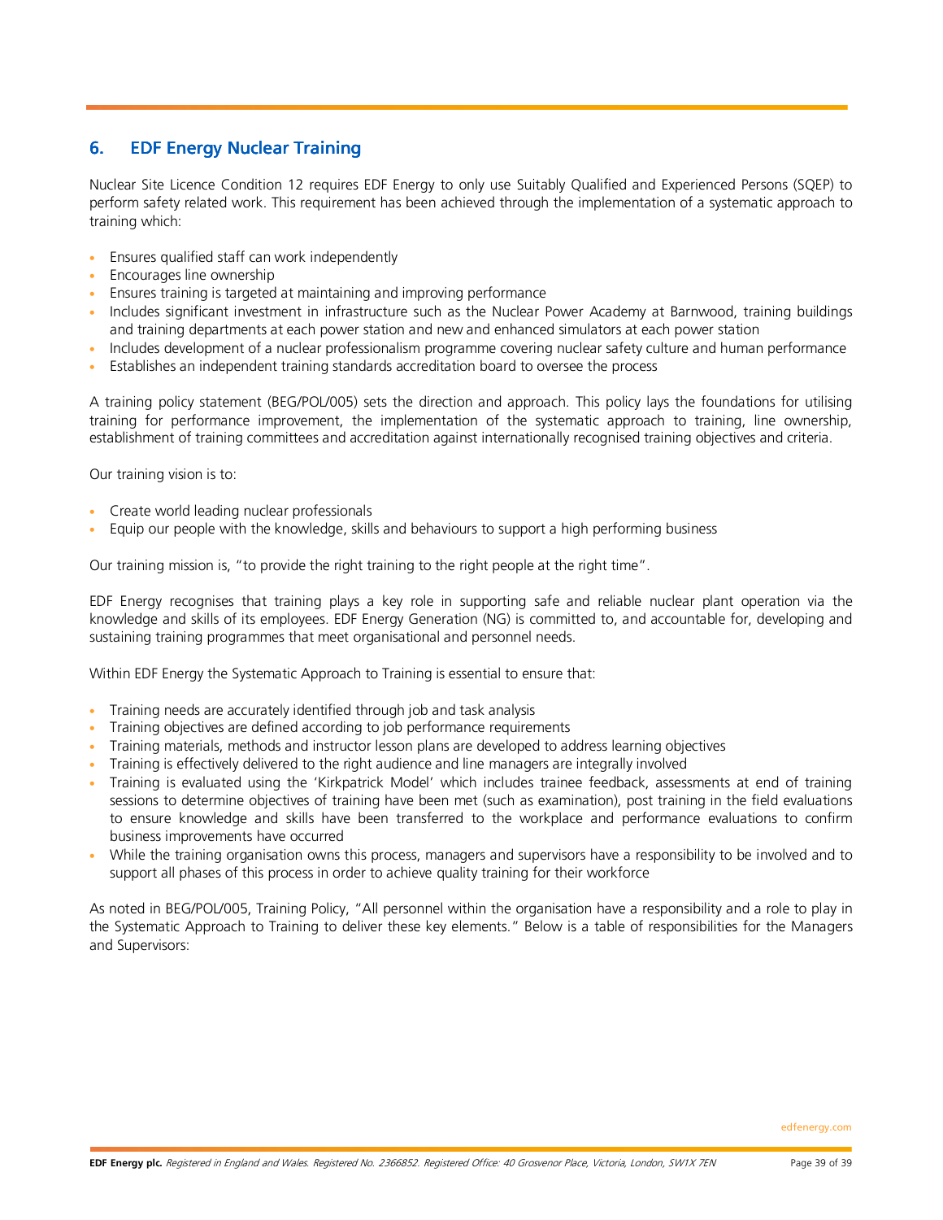## 6. EDF Energy Nuclear Training

Nuclear Site Licence Condition 12 requires EDF Energy to only use Suitably Qualified and Experienced Persons (SQEP) to perform safety related work. This requirement has been achieved through the implementation of a systematic approach to training which:

- Ensures qualified staff can work independently
- Encourages line ownership
- Ensures training is targeted at maintaining and improving performance
- Includes significant investment in infrastructure such as the Nuclear Power Academy at Barnwood, training buildings and training departments at each power station and new and enhanced simulators at each power station
- Includes development of a nuclear professionalism programme covering nuclear safety culture and human performance
- Establishes an independent training standards accreditation board to oversee the process

A training policy statement (BEG/POL/005) sets the direction and approach. This policy lays the foundations for utilising training for performance improvement, the implementation of the systematic approach to training, line ownership, establishment of training committees and accreditation against internationally recognised training objectives and criteria.

Our training vision is to:

- Create world leading nuclear professionals
- Equip our people with the knowledge, skills and behaviours to support a high performing business

Our training mission is, "to provide the right training to the right people at the right time".

EDF Energy recognises that training plays a key role in supporting safe and reliable nuclear plant operation via the knowledge and skills of its employees. EDF Energy Generation (NG) is committed to, and accountable for, developing and sustaining training programmes that meet organisational and personnel needs.

Within EDF Energy the Systematic Approach to Training is essential to ensure that:

- Training needs are accurately identified through job and task analysis
- Training objectives are defined according to job performance requirements
- Training materials, methods and instructor lesson plans are developed to address learning objectives
- Training is effectively delivered to the right audience and line managers are integrally involved
- Training is evaluated using the 'Kirkpatrick Model' which includes trainee feedback, assessments at end of training sessions to determine objectives of training have been met (such as examination), post training in the field evaluations to ensure knowledge and skills have been transferred to the workplace and performance evaluations to confirm business improvements have occurred
- While the training organisation owns this process, managers and supervisors have a responsibility to be involved and to support all phases of this process in order to achieve quality training for their workforce

As noted in BEG/POL/005, Training Policy, "All personnel within the organisation have a responsibility and a role to play in the Systematic Approach to Training to deliver these key elements." Below is a table of responsibilities for the Managers and Supervisors: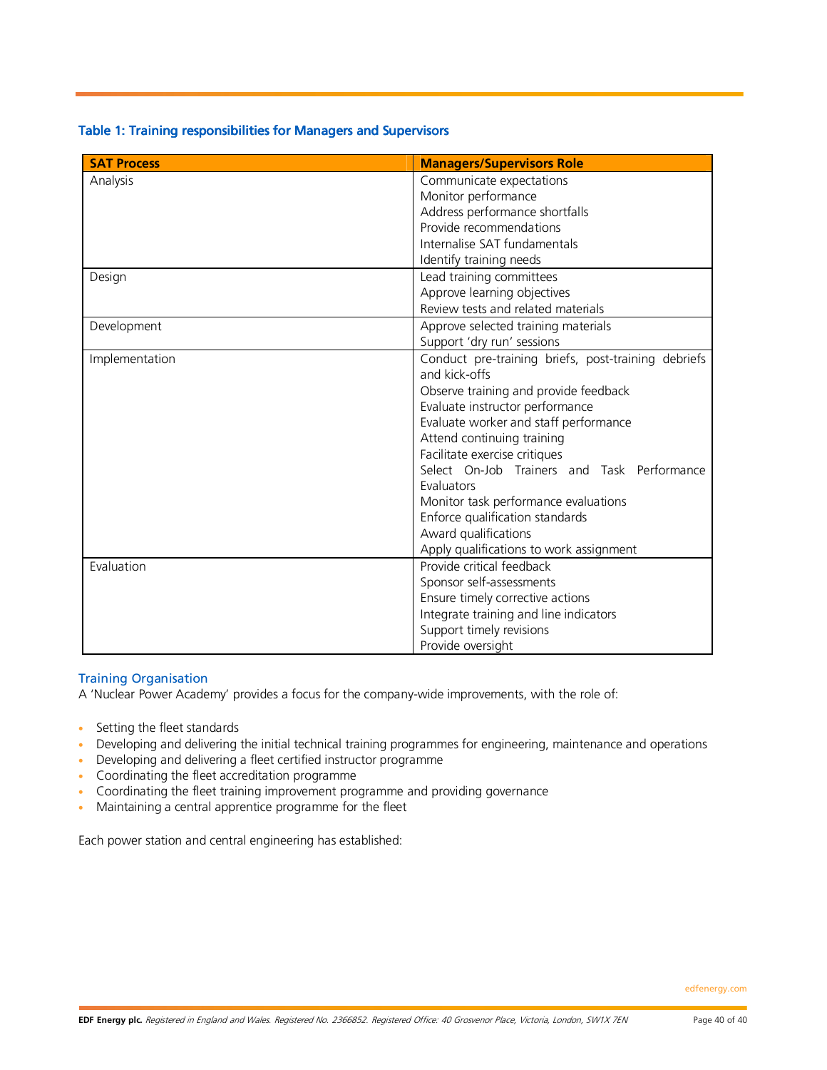### Table 1: Training responsibilities for Managers and Supervisors

| SAT Process | Managers/Supervisors Role |
|---|---|
| Analysis | Communicate expectations<br>Monitor performance<br>Address performance shortfalls<br>Provide recommendations<br>Internalise SAT fundamentals<br>Identify training needs |
| Design | Lead training committees<br>Approve learning objectives<br>Review tests and related materials |
| Development | Approve selected training materials<br>Support 'dry run' sessions |
| Implementation | Conduct pre-training briefs, post-training debriefs and kick-offs<br>Observe training and provide feedback<br>Evaluate instructor performance<br>Evaluate worker and staff performance<br>Attend continuing training<br>Facilitate exercise critiques<br>Select On-Job Trainers and Task Performance Evaluators<br>Monitor task performance evaluations<br>Enforce qualification standards<br>Award qualifications<br>Apply qualifications to work assignment |
| Evaluation | Provide critical feedback<br>Sponsor self-assessments<br>Ensure timely corrective actions<br>Integrate training and line indicators<br>Support timely revisions<br>Provide oversight |

### Training Organisation

A 'Nuclear Power Academy' provides a focus for the company-wide improvements, with the role of:

- Setting the fleet standards
- Developing and delivering the initial technical training programmes for engineering, maintenance and operations
- Developing and delivering a fleet certified instructor programme
- Coordinating the fleet accreditation programme
- Coordinating the fleet training improvement programme and providing governance
- Maintaining a central apprentice programme for the fleet

Each power station and central engineering has established: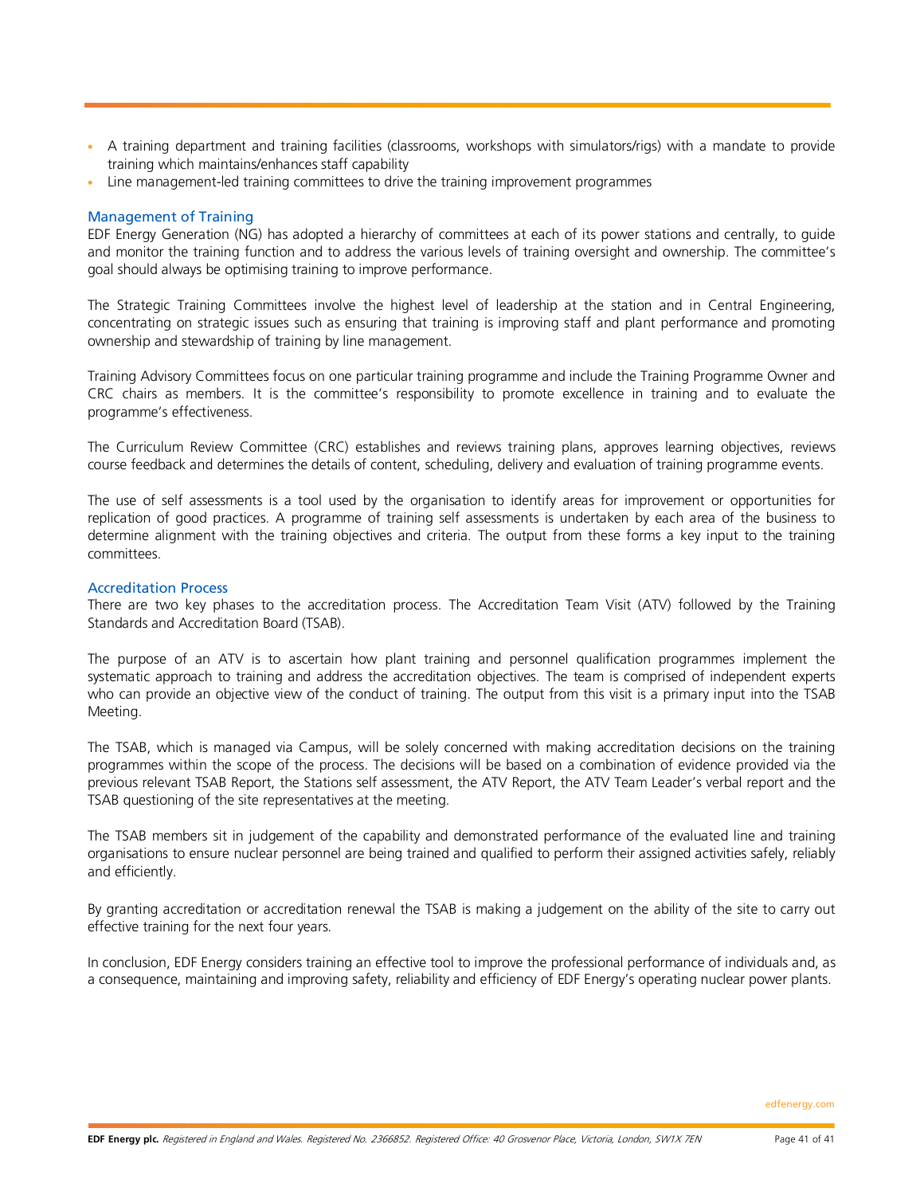- A training department and training facilities (classrooms, workshops with simulators/rigs) with a mandate to provide training which maintains/enhances staff capability
- Line management-led training committees to drive the training improvement programmes

### Management of Training

EDF Energy Generation (NG) has adopted a hierarchy of committees at each of its power stations and centrally, to guide and monitor the training function and to address the various levels of training oversight and ownership. The committee's goal should always be optimising training to improve performance.

The Strategic Training Committees involve the highest level of leadership at the station and in Central Engineering, concentrating on strategic issues such as ensuring that training is improving staff and plant performance and promoting ownership and stewardship of training by line management.

Training Advisory Committees focus on one particular training programme and include the Training Programme Owner and CRC chairs as members. It is the committee's responsibility to promote excellence in training and to evaluate the programme's effectiveness.

The Curriculum Review Committee (CRC) establishes and reviews training plans, approves learning objectives, reviews course feedback and determines the details of content, scheduling, delivery and evaluation of training programme events.

The use of self assessments is a tool used by the organisation to identify areas for improvement or opportunities for replication of good practices. A programme of training self assessments is undertaken by each area of the business to determine alignment with the training objectives and criteria. The output from these forms a key input to the training committees.

### Accreditation Process

There are two key phases to the accreditation process. The Accreditation Team Visit (ATV) followed by the Training Standards and Accreditation Board (TSAB).

The purpose of an ATV is to ascertain how plant training and personnel qualification programmes implement the systematic approach to training and address the accreditation objectives. The team is comprised of independent experts who can provide an objective view of the conduct of training. The output from this visit is a primary input into the TSAB Meeting.

The TSAB, which is managed via Campus, will be solely concerned with making accreditation decisions on the training programmes within the scope of the process. The decisions will be based on a combination of evidence provided via the previous relevant TSAB Report, the Stations self assessment, the ATV Report, the ATV Team Leader's verbal report and the TSAB questioning of the site representatives at the meeting.

The TSAB members sit in judgement of the capability and demonstrated performance of the evaluated line and training organisations to ensure nuclear personnel are being trained and qualified to perform their assigned activities safely, reliably and efficiently.

By granting accreditation or accreditation renewal the TSAB is making a judgement on the ability of the site to carry out effective training for the next four years.

In conclusion, EDF Energy considers training an effective tool to improve the professional performance of individuals and, as a consequence, maintaining and improving safety, reliability and efficiency of EDF Energy's operating nuclear power plants.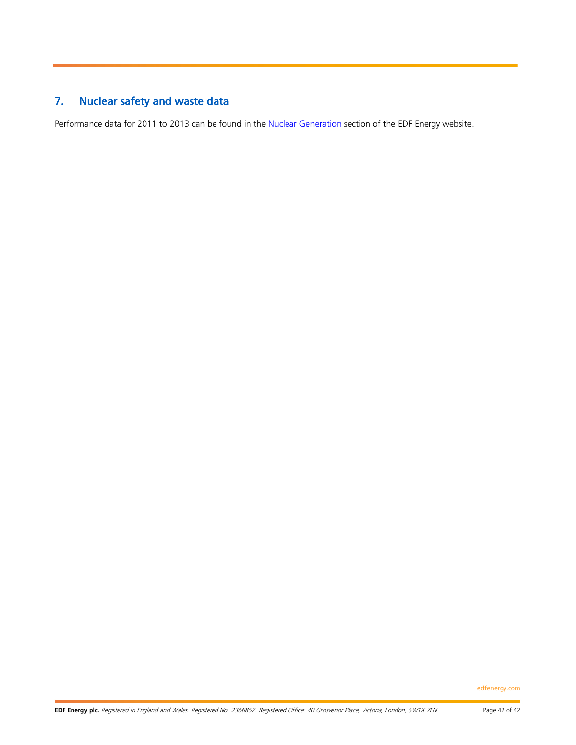## 7. Nuclear safety and waste data

Performance data for 2011 to 2013 can be found in the Nuclear Generation section of the EDF Energy website.